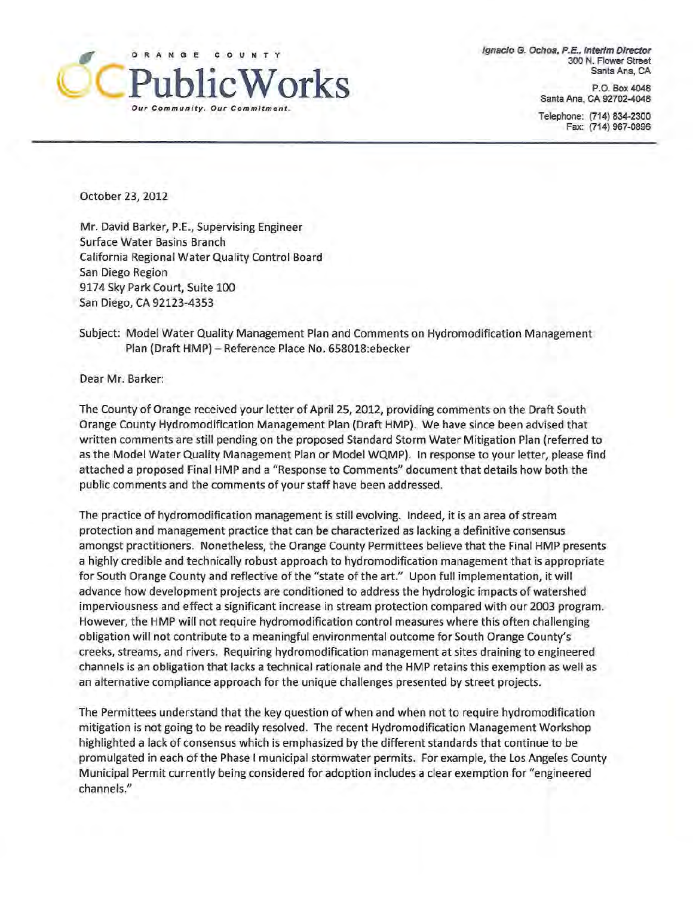ORANGE COUNTY

# OC Public Works

*Our Community. Our Commitment.*

***Ignacio G. Ochoa, P.E., Interim Director***
300 N. Flower Street
Santa Ana, CA

P.O. Box 4048
Santa Ana, CA 92702-4048

Telephone: (714) 834-2300
Fax: (714) 967-0896

---

October 23, 2012

Mr. David Barker, P.E., Supervising Engineer
Surface Water Basins Branch
California Regional Water Quality Control Board
San Diego Region
9174 Sky Park Court, Suite 100
San Diego, CA 92123-4353

Subject: Model Water Quality Management Plan and Comments on Hydromodification Management Plan (Draft HMP) – Reference Place No. 658018:ebecker

Dear Mr. Barker:

The County of Orange received your letter of April 25, 2012, providing comments on the Draft South Orange County Hydromodification Management Plan (Draft HMP). We have since been advised that written comments are still pending on the proposed Standard Storm Water Mitigation Plan (referred to as the Model Water Quality Management Plan or Model WQMP). In response to your letter, please find attached a proposed Final HMP and a "Response to Comments" document that details how both the public comments and the comments of your staff have been addressed.

The practice of hydromodification management is still evolving. Indeed, it is an area of stream protection and management practice that can be characterized as lacking a definitive consensus amongst practitioners. Nonetheless, the Orange County Permittees believe that the Final HMP presents a highly credible and technically robust approach to hydromodification management that is appropriate for South Orange County and reflective of the "state of the art." Upon full implementation, it will advance how development projects are conditioned to address the hydrologic impacts of watershed imperviousness and effect a significant increase in stream protection compared with our 2003 program. However, the HMP will not require hydromodification control measures where this often challenging obligation will not contribute to a meaningful environmental outcome for South Orange County's creeks, streams, and rivers. Requiring hydromodification management at sites draining to engineered channels is an obligation that lacks a technical rationale and the HMP retains this exemption as well as an alternative compliance approach for the unique challenges presented by street projects.

The Permittees understand that the key question of when and when not to require hydromodification mitigation is not going to be readily resolved. The recent Hydromodification Management Workshop highlighted a lack of consensus which is emphasized by the different standards that continue to be promulgated in each of the Phase I municipal stormwater permits. For example, the Los Angeles County Municipal Permit currently being considered for adoption includes a clear exemption for "engineered channels."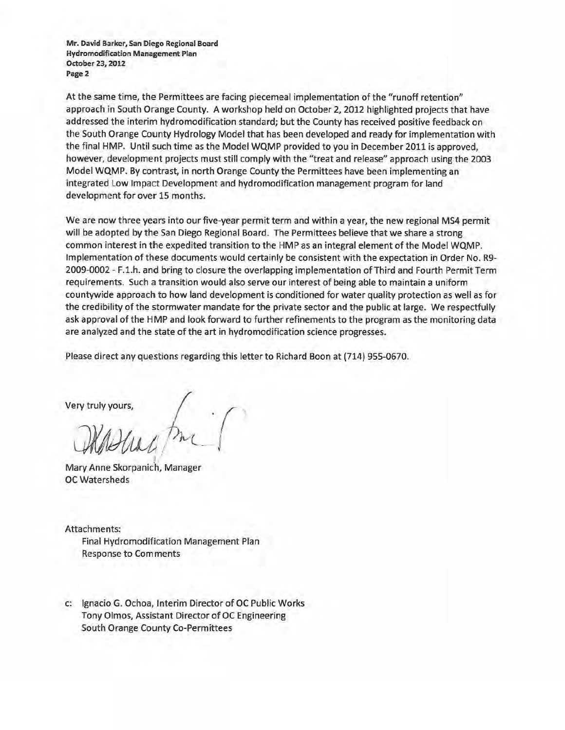At the same time, the Permittees are facing piecemeal implementation of the "runoff retention" approach in South Orange County. A workshop held on October 2, 2012 highlighted projects that have addressed the interim hydromodification standard; but the County has received positive feedback on the South Orange County Hydrology Model that has been developed and ready for implementation with the final HMP. Until such time as the Model WQMP provided to you in December 2011 is approved, however, development projects must still comply with the "treat and release" approach using the 2003 Model WQMP. By contrast, in north Orange County the Permittees have been implementing an integrated Low Impact Development and hydromodification management program for land development for over 15 months.

We are now three years into our five-year permit term and within a year, the new regional MS4 permit will be adopted by the San Diego Regional Board. The Permittees believe that we share a strong common interest in the expedited transition to the HMP as an integral element of the Model WQMP. Implementation of these documents would certainly be consistent with the expectation in Order No. R9-2009-0002 - F.1.h. and bring to closure the overlapping implementation of Third and Fourth Permit Term requirements. Such a transition would also serve our interest of being able to maintain a uniform countywide approach to how land development is conditioned for water quality protection as well as for the credibility of the stormwater mandate for the private sector and the public at large. We respectfully ask approval of the HMP and look forward to further refinements to the program as the monitoring data are analyzed and the state of the art in hydromodification science progresses.

Please direct any questions regarding this letter to Richard Boon at (714) 955-0670.

Very truly yours,

Mary Anne Skorpanich, Manager
OC Watersheds

Attachments:
- Final Hydromodification Management Plan
- Response to Comments

c: Ignacio G. Ochoa, Interim Director of OC Public Works
Tony Olmos, Assistant Director of OC Engineering
South Orange County Co-Permittees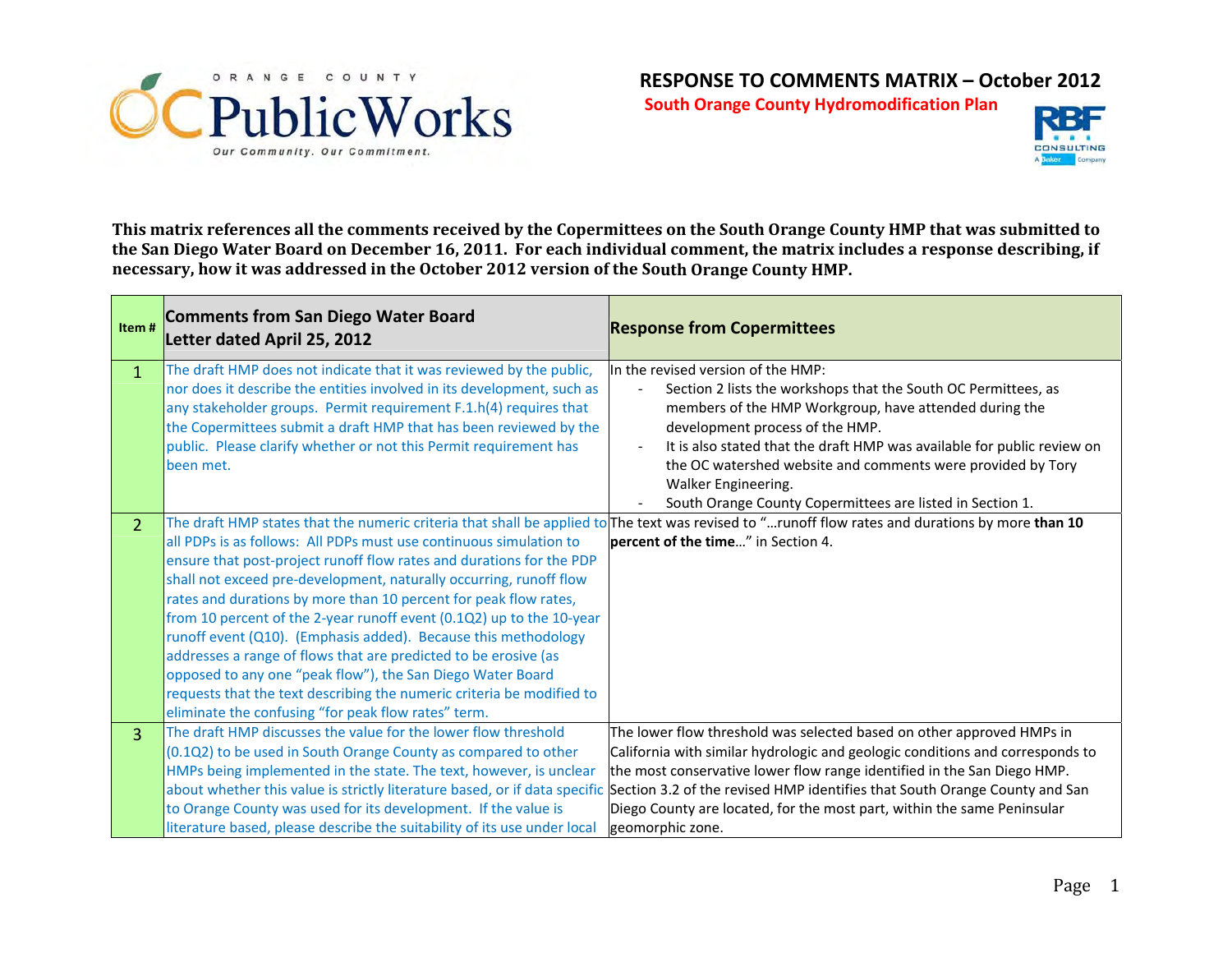ORANGE COUNTY PublicWorks — Our Community. Our Commitment.

**RESPONSE TO COMMENTS MATRIX – October 2012**

**South Orange County Hydromodification Plan**

RBF CONSULTING — A Baker Company

**This matrix references all the comments received by the Copermittees on the South Orange County HMP that was submitted to the San Diego Water Board on December 16, 2011. For each individual comment, the matrix includes a response describing, if necessary, how it was addressed in the October 2012 version of the South Orange County HMP.**

| Item # | Comments from San Diego Water Board Letter dated April 25, 2012 | Response from Copermittees |
|---|---|---|
| 1 | The draft HMP does not indicate that it was reviewed by the public, nor does it describe the entities involved in its development, such as any stakeholder groups. Permit requirement F.1.h(4) requires that the Copermittees submit a draft HMP that has been reviewed by the public. Please clarify whether or not this Permit requirement has been met. | In the revised version of the HMP:<br>- Section 2 lists the workshops that the South OC Permittees, as members of the HMP Workgroup, have attended during the development process of the HMP.<br>- It is also stated that the draft HMP was available for public review on the OC watershed website and comments were provided by Tory Walker Engineering.<br>- South Orange County Copermittees are listed in Section 1. |
| 2 | The draft HMP states that the numeric criteria that shall be applied to all PDPs is as follows: All PDPs must use continuous simulation to ensure that post-project runoff flow rates and durations for the PDP shall not exceed pre-development, naturally occurring, runoff flow rates and durations by more than 10 percent for peak flow rates, from 10 percent of the 2-year runoff event (0.1Q2) up to the 10-year runoff event (Q10). (Emphasis added). Because this methodology addresses a range of flows that are predicted to be erosive (as opposed to any one "peak flow"), the San Diego Water Board requests that the text describing the numeric criteria be modified to eliminate the confusing "for peak flow rates" term. | The text was revised to "…runoff flow rates and durations by more **than 10 percent of the time**…" in Section 4. |
| 3 | The draft HMP discusses the value for the lower flow threshold (0.1Q2) to be used in South Orange County as compared to other HMPs being implemented in the state. The text, however, is unclear about whether this value is strictly literature based, or if data specific to Orange County was used for its development. If the value is literature based, please describe the suitability of its use under local | The lower flow threshold was selected based on other approved HMPs in California with similar hydrologic and geologic conditions and corresponds to the most conservative lower flow range identified in the San Diego HMP. Section 3.2 of the revised HMP identifies that South Orange County and San Diego County are located, for the most part, within the same Peninsular geomorphic zone. |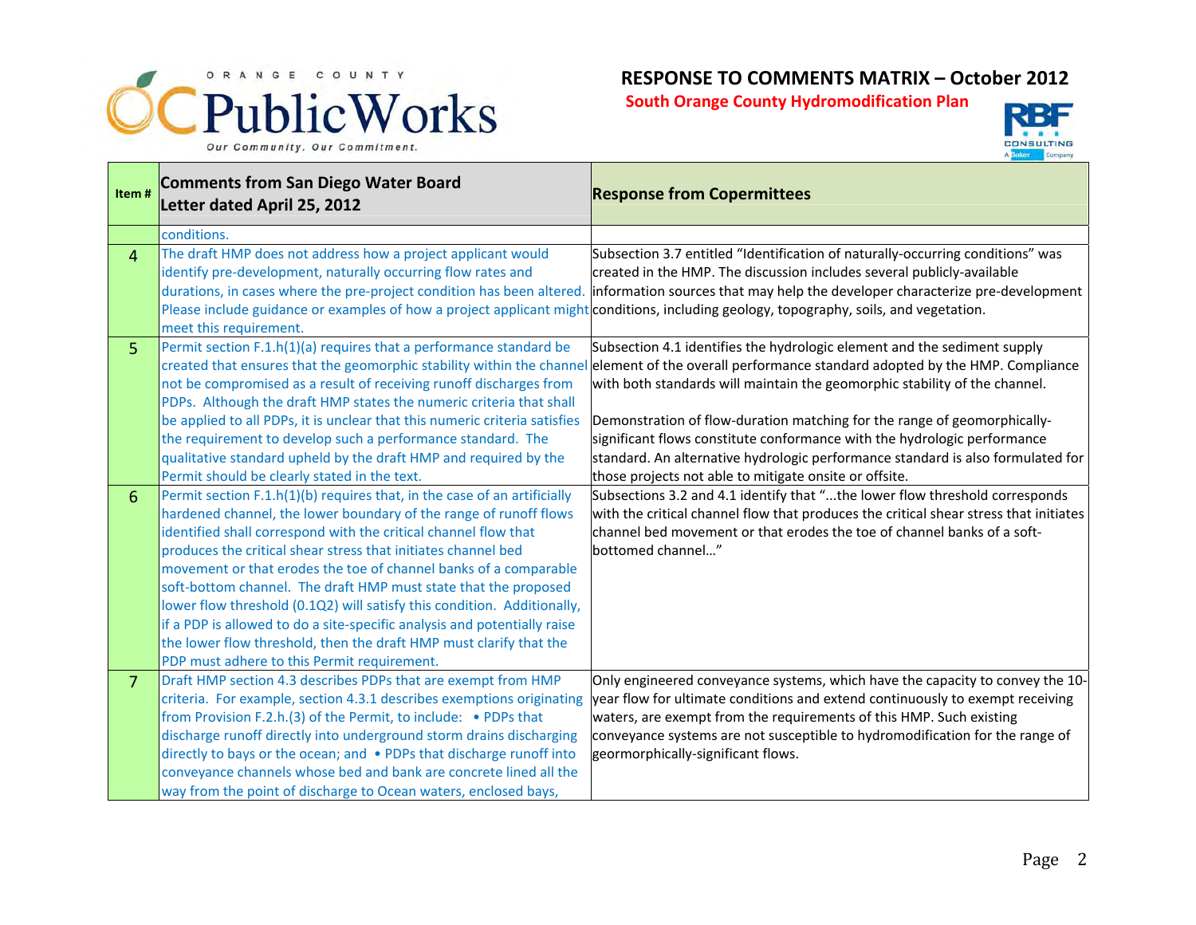# RESPONSE TO COMMENTS MATRIX – October 2012

**South Orange County Hydromodification Plan**

| Item # | Comments from San Diego Water Board Letter dated April 25, 2012 | Response from Copermittees |
|---|---|---|
| | conditions. | |
| 4 | The draft HMP does not address how a project applicant would identify pre-development, naturally occurring flow rates and durations, in cases where the pre-project condition has been altered. Please include guidance or examples of how a project applicant might meet this requirement. | Subsection 3.7 entitled "Identification of naturally-occurring conditions" was created in the HMP. The discussion includes several publicly-available information sources that may help the developer characterize pre-development conditions, including geology, topography, soils, and vegetation. |
| 5 | Permit section F.1.h(1)(a) requires that a performance standard be created that ensures that the geomorphic stability within the channel not be compromised as a result of receiving runoff discharges from PDPs. Although the draft HMP states the numeric criteria that shall be applied to all PDPs, it is unclear that this numeric criteria satisfies the requirement to develop such a performance standard. The qualitative standard upheld by the draft HMP and required by the Permit should be clearly stated in the text. | Subsection 4.1 identifies the hydrologic element and the sediment supply element of the overall performance standard adopted by the HMP. Compliance with both standards will maintain the geomorphic stability of the channel.<br><br>Demonstration of flow-duration matching for the range of geomorphically-significant flows constitute conformance with the hydrologic performance standard. An alternative hydrologic performance standard is also formulated for those projects not able to mitigate onsite or offsite. |
| 6 | Permit section F.1.h(1)(b) requires that, in the case of an artificially hardened channel, the lower boundary of the range of runoff flows identified shall correspond with the critical channel flow that produces the critical shear stress that initiates channel bed movement or that erodes the toe of channel banks of a comparable soft-bottom channel. The draft HMP must state that the proposed lower flow threshold (0.1Q2) will satisfy this condition. Additionally, if a PDP is allowed to do a site-specific analysis and potentially raise the lower flow threshold, then the draft HMP must clarify that the PDP must adhere to this Permit requirement. | Subsections 3.2 and 4.1 identify that "...the lower flow threshold corresponds with the critical channel flow that produces the critical shear stress that initiates channel bed movement or that erodes the toe of channel banks of a soft-bottomed channel..." |
| 7 | Draft HMP section 4.3 describes PDPs that are exempt from HMP criteria. For example, section 4.3.1 describes exemptions originating from Provision F.2.h.(3) of the Permit, to include: • PDPs that discharge runoff directly into underground storm drains discharging directly to bays or the ocean; and • PDPs that discharge runoff into conveyance channels whose bed and bank are concrete lined all the way from the point of discharge to Ocean waters, enclosed bays, | Only engineered conveyance systems, which have the capacity to convey the 10-year flow for ultimate conditions and extend continuously to exempt receiving waters, are exempt from the requirements of this HMP. Such existing conveyance systems are not susceptible to hydromodification for the range of geormorphically-significant flows. |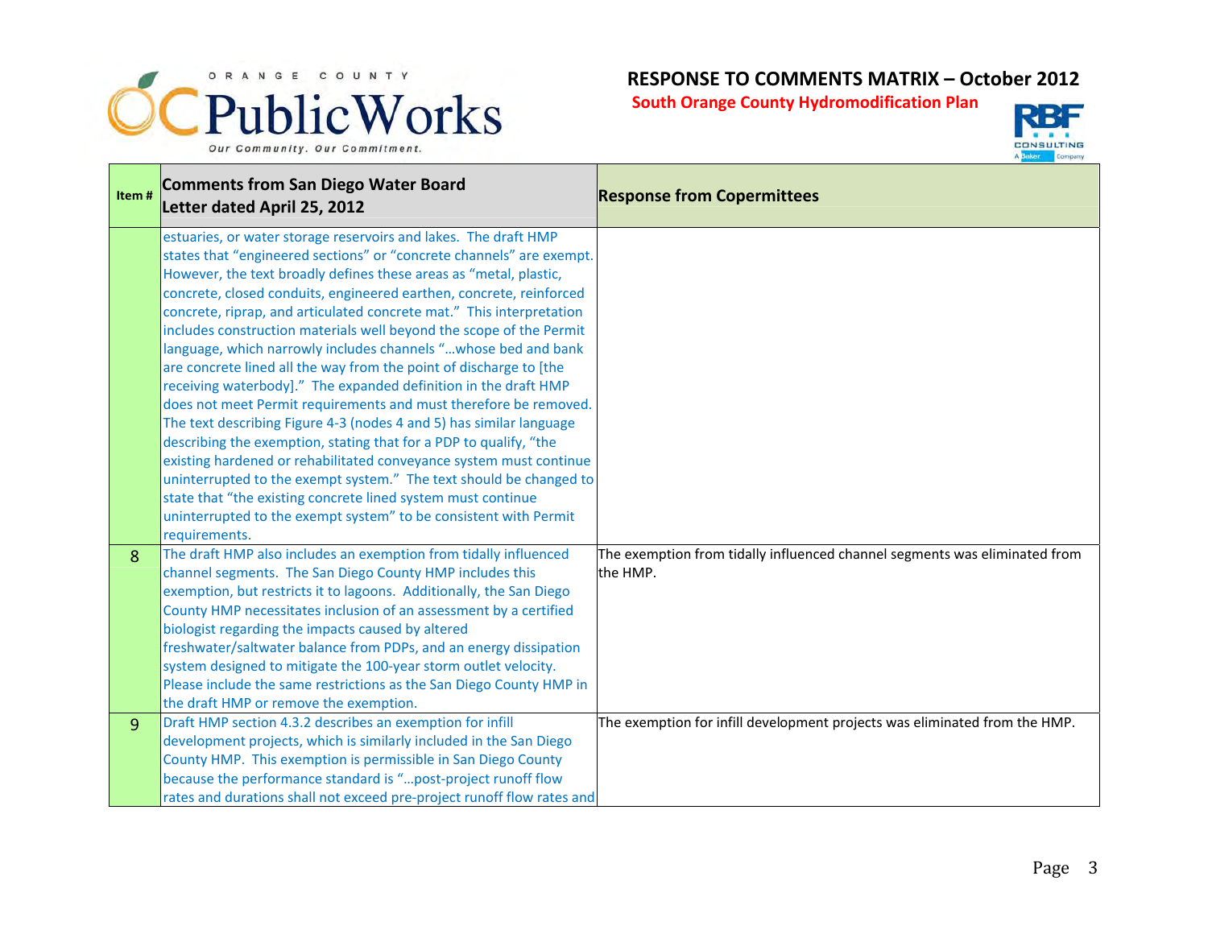| Item # | Comments from San Diego Water Board Letter dated April 25, 2012 | Response from Copermittees |
|---|---|---|
| | estuaries, or water storage reservoirs and lakes. The draft HMP states that "engineered sections" or "concrete channels" are exempt. However, the text broadly defines these areas as "metal, plastic, concrete, closed conduits, engineered earthen, concrete, reinforced concrete, riprap, and articulated concrete mat." This interpretation includes construction materials well beyond the scope of the Permit language, which narrowly includes channels "…whose bed and bank are concrete lined all the way from the point of discharge to [the receiving waterbody]." The expanded definition in the draft HMP does not meet Permit requirements and must therefore be removed. The text describing Figure 4-3 (nodes 4 and 5) has similar language describing the exemption, stating that for a PDP to qualify, "the existing hardened or rehabilitated conveyance system must continue uninterrupted to the exempt system." The text should be changed to state that "the existing concrete lined system must continue uninterrupted to the exempt system" to be consistent with Permit requirements. | |
| 8 | The draft HMP also includes an exemption from tidally influenced channel segments. The San Diego County HMP includes this exemption, but restricts it to lagoons. Additionally, the San Diego County HMP necessitates inclusion of an assessment by a certified biologist regarding the impacts caused by altered freshwater/saltwater balance from PDPs, and an energy dissipation system designed to mitigate the 100-year storm outlet velocity. Please include the same restrictions as the San Diego County HMP in the draft HMP or remove the exemption. | The exemption from tidally influenced channel segments was eliminated from the HMP. |
| 9 | Draft HMP section 4.3.2 describes an exemption for infill development projects, which is similarly included in the San Diego County HMP. This exemption is permissible in San Diego County because the performance standard is "…post-project runoff flow rates and durations shall not exceed pre-project runoff flow rates and | The exemption for infill development projects was eliminated from the HMP. |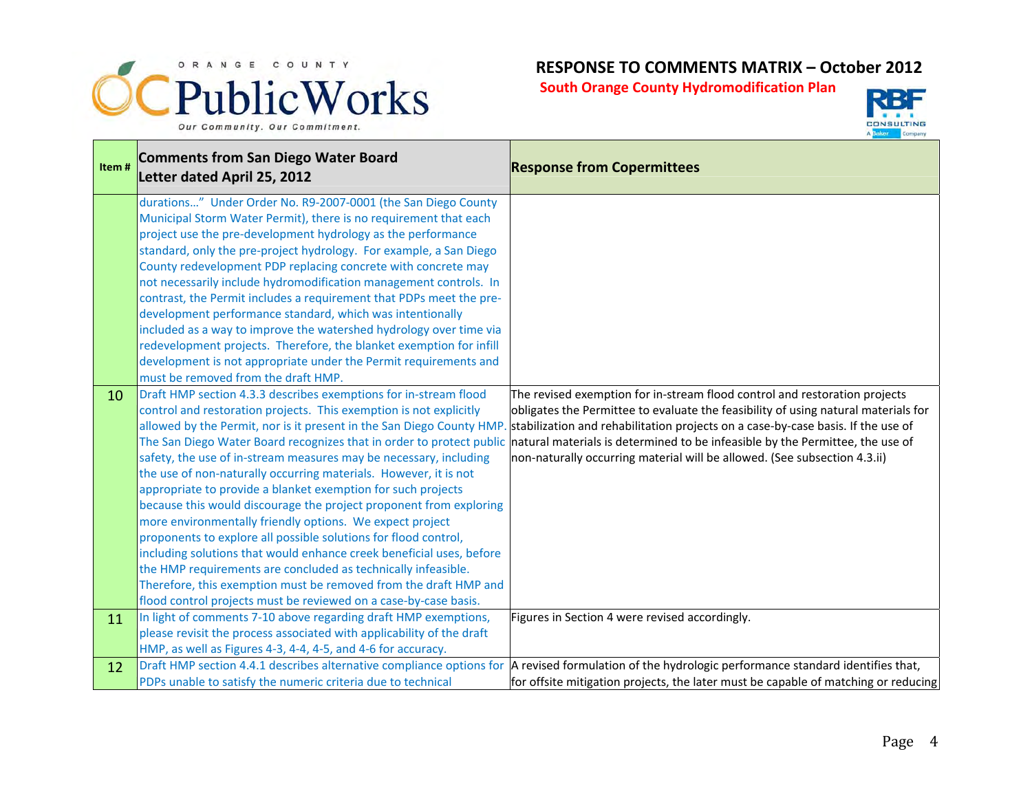| Item # | Comments from San Diego Water Board Letter dated April 25, 2012 | Response from Copermittees |
|---|---|---|
| | durations…" Under Order No. R9-2007-0001 (the San Diego County Municipal Storm Water Permit), there is no requirement that each project use the pre-development hydrology as the performance standard, only the pre-project hydrology. For example, a San Diego County redevelopment PDP replacing concrete with concrete may not necessarily include hydromodification management controls. In contrast, the Permit includes a requirement that PDPs meet the pre-development performance standard, which was intentionally included as a way to improve the watershed hydrology over time via redevelopment projects. Therefore, the blanket exemption for infill development is not appropriate under the Permit requirements and must be removed from the draft HMP. | |
| 10 | Draft HMP section 4.3.3 describes exemptions for in-stream flood control and restoration projects. This exemption is not explicitly allowed by the Permit, nor is it present in the San Diego County HMP. The San Diego Water Board recognizes that in order to protect public safety, the use of in-stream measures may be necessary, including the use of non-naturally occurring materials. However, it is not appropriate to provide a blanket exemption for such projects because this would discourage the project proponent from exploring more environmentally friendly options. We expect project proponents to explore all possible solutions for flood control, including solutions that would enhance creek beneficial uses, before the HMP requirements are concluded as technically infeasible. Therefore, this exemption must be removed from the draft HMP and flood control projects must be reviewed on a case-by-case basis. | The revised exemption for in-stream flood control and restoration projects obligates the Permittee to evaluate the feasibility of using natural materials for stabilization and rehabilitation projects on a case-by-case basis. If the use of natural materials is determined to be infeasible by the Permittee, the use of non-naturally occurring material will be allowed. (See subsection 4.3.ii) |
| 11 | In light of comments 7-10 above regarding draft HMP exemptions, please revisit the process associated with applicability of the draft HMP, as well as Figures 4-3, 4-4, 4-5, and 4-6 for accuracy. | Figures in Section 4 were revised accordingly. |
| 12 | Draft HMP section 4.4.1 describes alternative compliance options for PDPs unable to satisfy the numeric criteria due to technical | A revised formulation of the hydrologic performance standard identifies that, for offsite mitigation projects, the later must be capable of matching or reducing |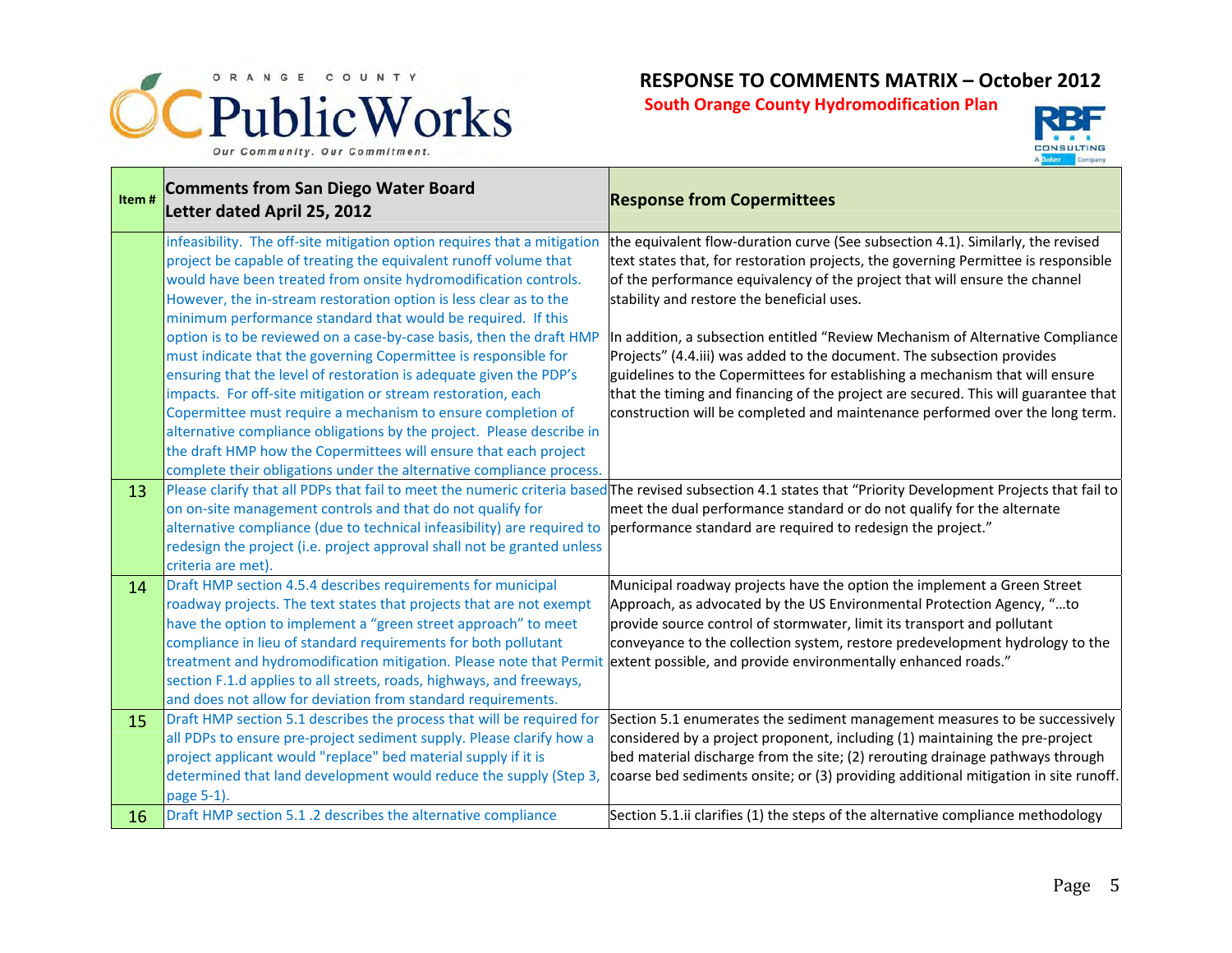# RESPONSE TO COMMENTS MATRIX – October 2012

## South Orange County Hydromodification Plan

| Item # | Comments from San Diego Water Board Letter dated April 25, 2012 | Response from Copermittees |
|---|---|---|
| | infeasibility. The off-site mitigation option requires that a mitigation project be capable of treating the equivalent runoff volume that would have been treated from onsite hydromodification controls. However, the in-stream restoration option is less clear as to the minimum performance standard that would be required. If this option is to be reviewed on a case-by-case basis, then the draft HMP must indicate that the governing Copermittee is responsible for ensuring that the level of restoration is adequate given the PDP's impacts. For off-site mitigation or stream restoration, each Copermittee must require a mechanism to ensure completion of alternative compliance obligations by the project. Please describe in the draft HMP how the Copermittees will ensure that each project complete their obligations under the alternative compliance process. | the equivalent flow-duration curve (See subsection 4.1). Similarly, the revised text states that, for restoration projects, the governing Permittee is responsible of the performance equivalency of the project that will ensure the channel stability and restore the beneficial uses.<br><br>In addition, a subsection entitled "Review Mechanism of Alternative Compliance Projects" (4.4.iii) was added to the document. The subsection provides guidelines to the Copermittees for establishing a mechanism that will ensure that the timing and financing of the project are secured. This will guarantee that construction will be completed and maintenance performed over the long term. |
| 13 | Please clarify that all PDPs that fail to meet the numeric criteria based on on-site management controls and that do not qualify for alternative compliance (due to technical infeasibility) are required to redesign the project (i.e. project approval shall not be granted unless criteria are met). | The revised subsection 4.1 states that "Priority Development Projects that fail to meet the dual performance standard or do not qualify for the alternate performance standard are required to redesign the project." |
| 14 | Draft HMP section 4.5.4 describes requirements for municipal roadway projects. The text states that projects that are not exempt have the option to implement a "green street approach" to meet compliance in lieu of standard requirements for both pollutant treatment and hydromodification mitigation. Please note that Permit section F.1.d applies to all streets, roads, highways, and freeways, and does not allow for deviation from standard requirements. | Municipal roadway projects have the option the implement a Green Street Approach, as advocated by the US Environmental Protection Agency, "…to provide source control of stormwater, limit its transport and pollutant conveyance to the collection system, restore predevelopment hydrology to the extent possible, and provide environmentally enhanced roads." |
| 15 | Draft HMP section 5.1 describes the process that will be required for all PDPs to ensure pre-project sediment supply. Please clarify how a project applicant would "replace" bed material supply if it is determined that land development would reduce the supply (Step 3, page 5-1). | Section 5.1 enumerates the sediment management measures to be successively considered by a project proponent, including (1) maintaining the pre-project bed material discharge from the site; (2) rerouting drainage pathways through coarse bed sediments onsite; or (3) providing additional mitigation in site runoff. |
| 16 | Draft HMP section 5.1 .2 describes the alternative compliance | Section 5.1.ii clarifies (1) the steps of the alternative compliance methodology |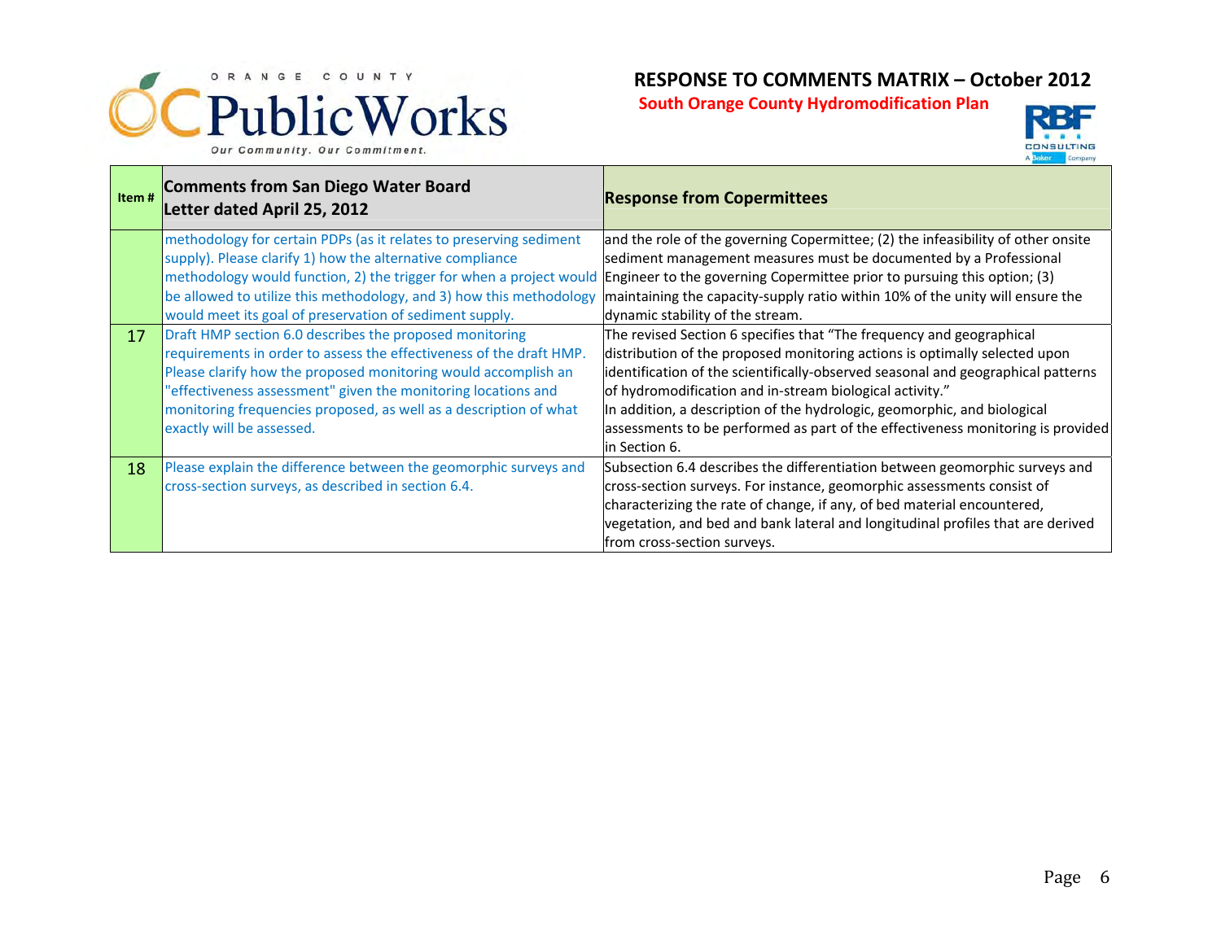**RESPONSE TO COMMENTS MATRIX – October 2012**

**South Orange County Hydromodification Plan**

| Item # | Comments from San Diego Water Board Letter dated April 25, 2012 | Response from Copermittees |
|---|---|---|
| | methodology for certain PDPs (as it relates to preserving sediment supply). Please clarify 1) how the alternative compliance methodology would function, 2) the trigger for when a project would be allowed to utilize this methodology, and 3) how this methodology would meet its goal of preservation of sediment supply. | and the role of the governing Copermittee; (2) the infeasibility of other onsite sediment management measures must be documented by a Professional Engineer to the governing Copermittee prior to pursuing this option; (3) maintaining the capacity-supply ratio within 10% of the unity will ensure the dynamic stability of the stream. |
| 17 | Draft HMP section 6.0 describes the proposed monitoring requirements in order to assess the effectiveness of the draft HMP. Please clarify how the proposed monitoring would accomplish an "effectiveness assessment" given the monitoring locations and monitoring frequencies proposed, as well as a description of what exactly will be assessed. | The revised Section 6 specifies that "The frequency and geographical distribution of the proposed monitoring actions is optimally selected upon identification of the scientifically-observed seasonal and geographical patterns of hydromodification and in-stream biological activity."<br>In addition, a description of the hydrologic, geomorphic, and biological assessments to be performed as part of the effectiveness monitoring is provided in Section 6. |
| 18 | Please explain the difference between the geomorphic surveys and cross-section surveys, as described in section 6.4. | Subsection 6.4 describes the differentiation between geomorphic surveys and cross-section surveys. For instance, geomorphic assessments consist of characterizing the rate of change, if any, of bed material encountered, vegetation, and bed and bank lateral and longitudinal profiles that are derived from cross-section surveys. |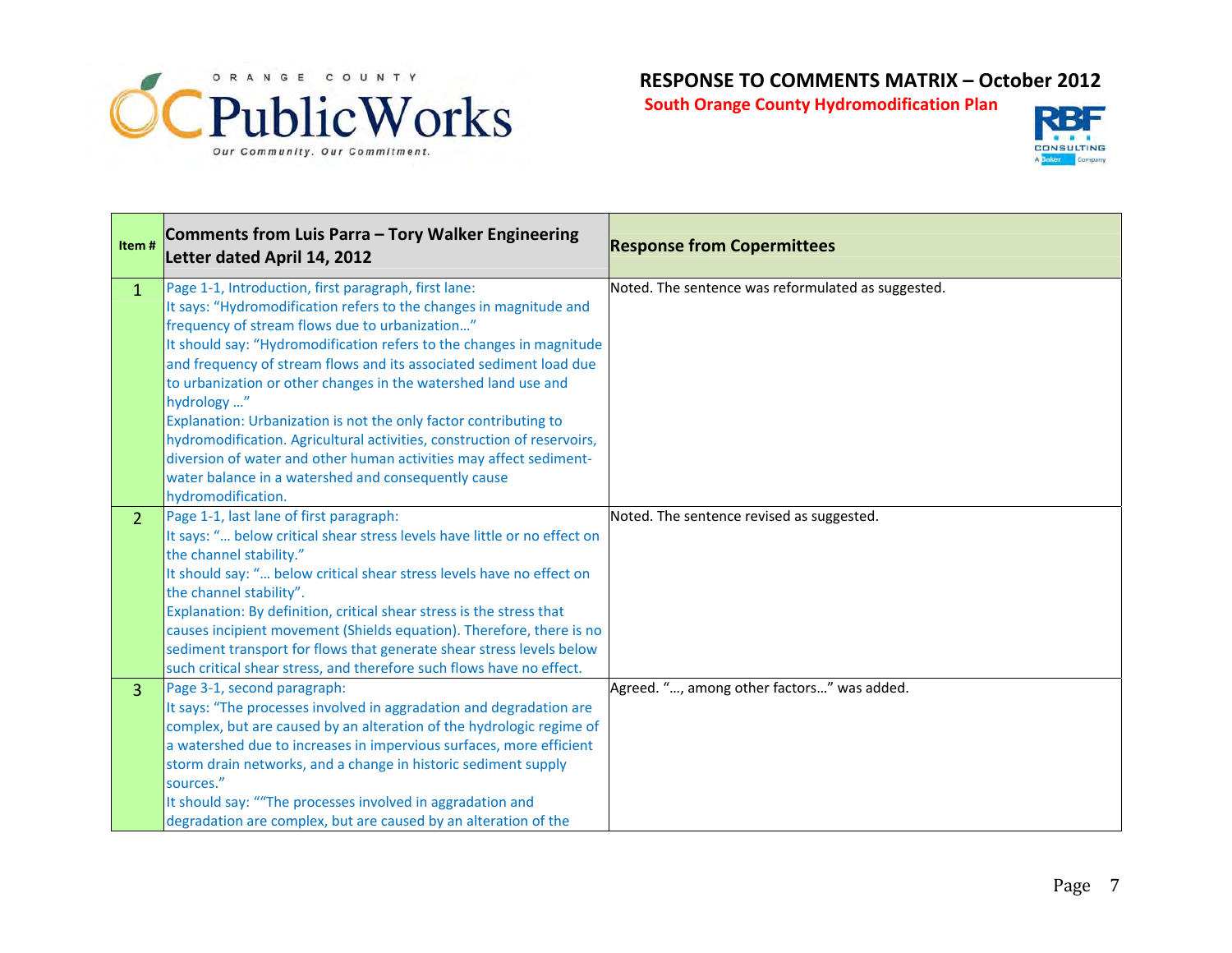**RESPONSE TO COMMENTS MATRIX – October 2012**

**South Orange County Hydromodification Plan**

| Item # | Comments from Luis Parra – Tory Walker Engineering Letter dated April 14, 2012 | Response from Copermittees |
|---|---|---|
| 1 | Page 1-1, Introduction, first paragraph, first lane:<br>It says: "Hydromodification refers to the changes in magnitude and frequency of stream flows due to urbanization…"<br>It should say: "Hydromodification refers to the changes in magnitude and frequency of stream flows and its associated sediment load due to urbanization or other changes in the watershed land use and hydrology …"<br>Explanation: Urbanization is not the only factor contributing to hydromodification. Agricultural activities, construction of reservoirs, diversion of water and other human activities may affect sediment-water balance in a watershed and consequently cause hydromodification. | Noted. The sentence was reformulated as suggested. |
| 2 | Page 1-1, last lane of first paragraph:<br>It says: "… below critical shear stress levels have little or no effect on the channel stability."<br>It should say: "… below critical shear stress levels have no effect on the channel stability".<br>Explanation: By definition, critical shear stress is the stress that causes incipient movement (Shields equation). Therefore, there is no sediment transport for flows that generate shear stress levels below such critical shear stress, and therefore such flows have no effect. | Noted. The sentence revised as suggested. |
| 3 | Page 3-1, second paragraph:<br>It says: "The processes involved in aggradation and degradation are complex, but are caused by an alteration of the hydrologic regime of a watershed due to increases in impervious surfaces, more efficient storm drain networks, and a change in historic sediment supply sources."<br>It should say: ""The processes involved in aggradation and degradation are complex, but are caused by an alteration of the | Agreed. "…, among other factors…" was added. |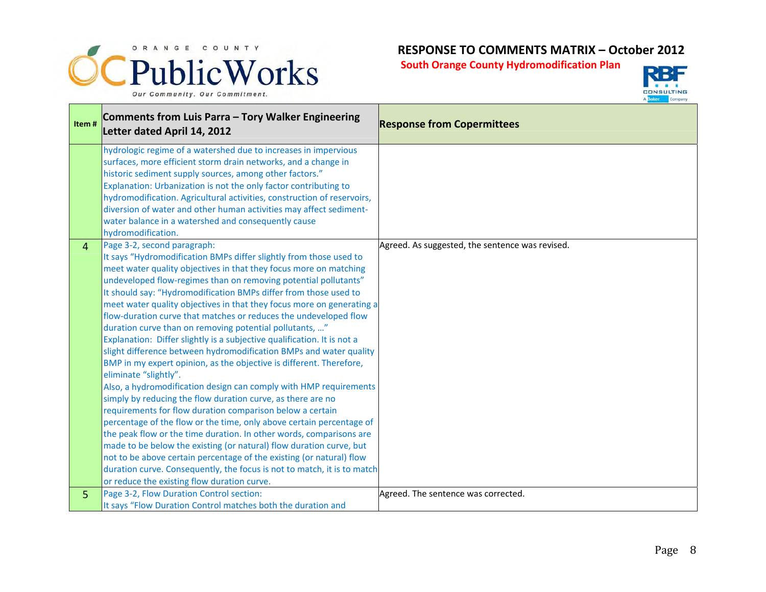| Item # | Comments from Luis Parra – Tory Walker Engineering Letter dated April 14, 2012 | Response from Copermittees |
|---|---|---|
| | hydrologic regime of a watershed due to increases in impervious surfaces, more efficient storm drain networks, and a change in historic sediment supply sources, among other factors." Explanation: Urbanization is not the only factor contributing to hydromodification. Agricultural activities, construction of reservoirs, diversion of water and other human activities may affect sediment-water balance in a watershed and consequently cause hydromodification. | |
| 4 | Page 3-2, second paragraph: It says "Hydromodification BMPs differ slightly from those used to meet water quality objectives in that they focus more on matching undeveloped flow-regimes than on removing potential pollutants" It should say: "Hydromodification BMPs differ from those used to meet water quality objectives in that they focus more on generating a flow-duration curve that matches or reduces the undeveloped flow duration curve than on removing potential pollutants, …" Explanation: Differ slightly is a subjective qualification. It is not a slight difference between hydromodification BMPs and water quality BMP in my expert opinion, as the objective is different. Therefore, eliminate "slightly". Also, a hydromodification design can comply with HMP requirements simply by reducing the flow duration curve, as there are no requirements for flow duration comparison below a certain percentage of the flow or the time, only above certain percentage of the peak flow or the time duration. In other words, comparisons are made to be below the existing (or natural) flow duration curve, but not to be above certain percentage of the existing (or natural) flow duration curve. Consequently, the focus is not to match, it is to match or reduce the existing flow duration curve. | Agreed. As suggested, the sentence was revised. |
| 5 | Page 3-2, Flow Duration Control section: It says "Flow Duration Control matches both the duration and | Agreed. The sentence was corrected. |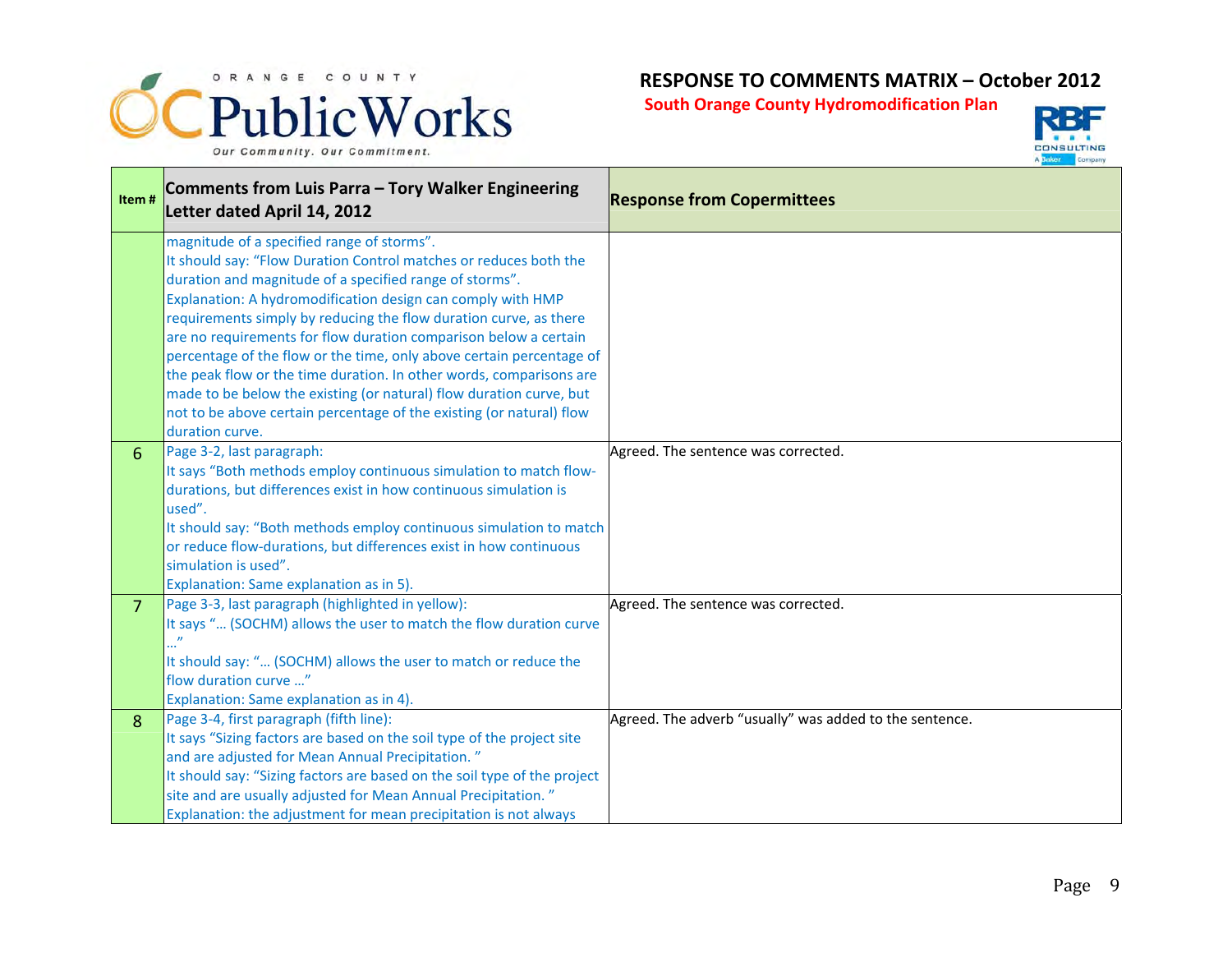# RESPONSE TO COMMENTS MATRIX – October 2012

**South Orange County Hydromodification Plan**

| Item # | Comments from Luis Parra – Tory Walker Engineering Letter dated April 14, 2012 | Response from Copermittees |
|---|---|---|
| | magnitude of a specified range of storms".<br>It should say: "Flow Duration Control matches or reduces both the duration and magnitude of a specified range of storms".<br>Explanation: A hydromodification design can comply with HMP requirements simply by reducing the flow duration curve, as there are no requirements for flow duration comparison below a certain percentage of the flow or the time, only above certain percentage of the peak flow or the time duration. In other words, comparisons are made to be below the existing (or natural) flow duration curve, but not to be above certain percentage of the existing (or natural) flow duration curve. | |
| 6 | Page 3-2, last paragraph:<br>It says "Both methods employ continuous simulation to match flow-durations, but differences exist in how continuous simulation is used".<br>It should say: "Both methods employ continuous simulation to match or reduce flow-durations, but differences exist in how continuous simulation is used".<br>Explanation: Same explanation as in 5). | Agreed. The sentence was corrected. |
| 7 | Page 3-3, last paragraph (highlighted in yellow):<br>It says "… (SOCHM) allows the user to match the flow duration curve …"<br>It should say: "… (SOCHM) allows the user to match or reduce the flow duration curve …"<br>Explanation: Same explanation as in 4). | Agreed. The sentence was corrected. |
| 8 | Page 3-4, first paragraph (fifth line):<br>It says "Sizing factors are based on the soil type of the project site and are adjusted for Mean Annual Precipitation. "<br>It should say: "Sizing factors are based on the soil type of the project site and are usually adjusted for Mean Annual Precipitation. "<br>Explanation: the adjustment for mean precipitation is not always | Agreed. The adverb "usually" was added to the sentence. |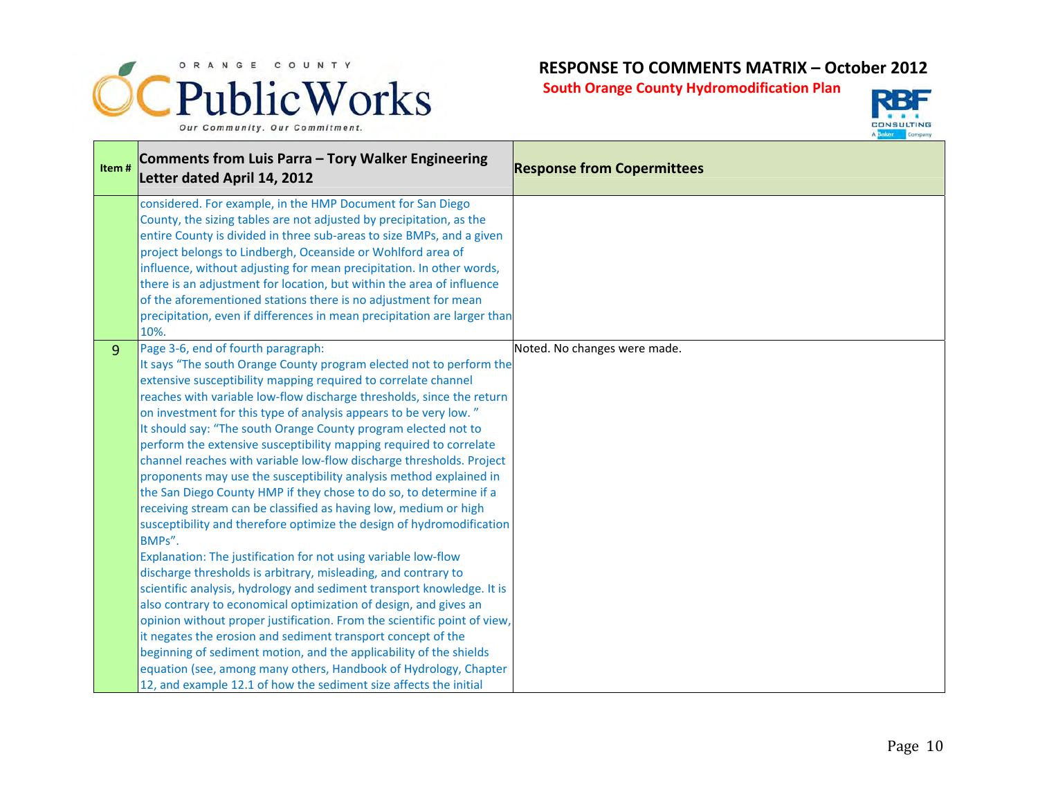# RESPONSE TO COMMENTS MATRIX – October 2012

**South Orange County Hydromodification Plan**

| Item # | Comments from Luis Parra – Tory Walker Engineering Letter dated April 14, 2012 | Response from Copermittees |
|---|---|---|
| | considered. For example, in the HMP Document for San Diego County, the sizing tables are not adjusted by precipitation, as the entire County is divided in three sub-areas to size BMPs, and a given project belongs to Lindbergh, Oceanside or Wohlford area of influence, without adjusting for mean precipitation. In other words, there is an adjustment for location, but within the area of influence of the aforementioned stations there is no adjustment for mean precipitation, even if differences in mean precipitation are larger than 10%. | |
| 9 | Page 3-6, end of fourth paragraph:<br>It says "The south Orange County program elected not to perform the extensive susceptibility mapping required to correlate channel reaches with variable low-flow discharge thresholds, since the return on investment for this type of analysis appears to be very low. "<br>It should say: "The south Orange County program elected not to perform the extensive susceptibility mapping required to correlate channel reaches with variable low-flow discharge thresholds. Project proponents may use the susceptibility analysis method explained in the San Diego County HMP if they chose to do so, to determine if a receiving stream can be classified as having low, medium or high susceptibility and therefore optimize the design of hydromodification BMPs".<br>Explanation: The justification for not using variable low-flow discharge thresholds is arbitrary, misleading, and contrary to scientific analysis, hydrology and sediment transport knowledge. It is also contrary to economical optimization of design, and gives an opinion without proper justification. From the scientific point of view, it negates the erosion and sediment transport concept of the beginning of sediment motion, and the applicability of the shields equation (see, among many others, Handbook of Hydrology, Chapter 12, and example 12.1 of how the sediment size affects the initial | Noted. No changes were made. |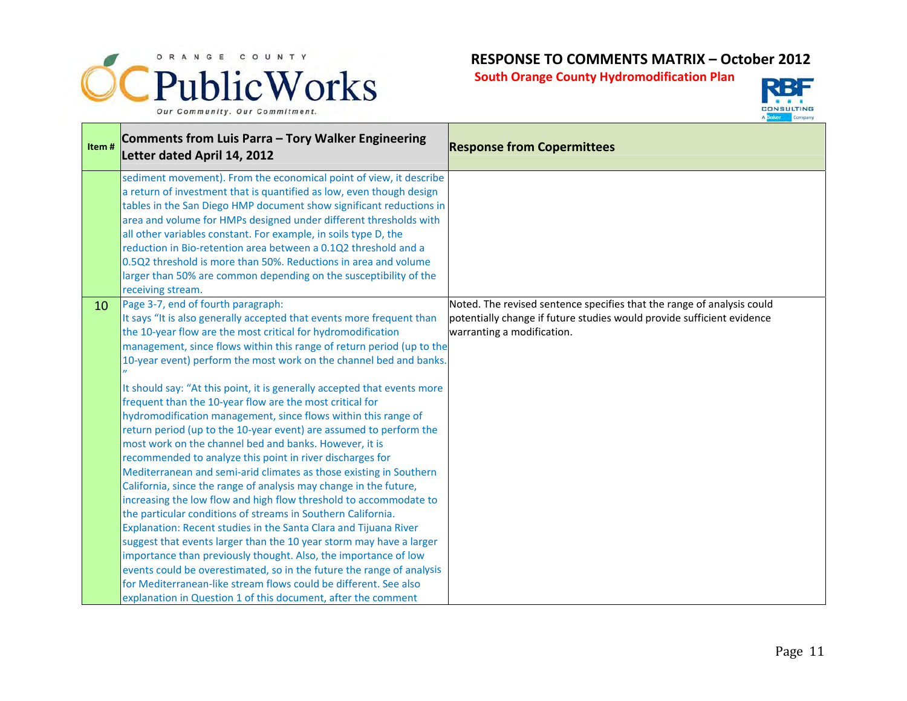| Item # | Comments from Luis Parra – Tory Walker Engineering Letter dated April 14, 2012 | Response from Copermittees |
|---|---|---|
| | sediment movement). From the economical point of view, it describe a return of investment that is quantified as low, even though design tables in the San Diego HMP document show significant reductions in area and volume for HMPs designed under different thresholds with all other variables constant. For example, in soils type D, the reduction in Bio-retention area between a 0.1Q2 threshold and a 0.5Q2 threshold is more than 50%. Reductions in area and volume larger than 50% are common depending on the susceptibility of the receiving stream. | |
| 10 | Page 3-7, end of fourth paragraph:<br>It says "It is also generally accepted that events more frequent than the 10-year flow are the most critical for hydromodification management, since flows within this range of return period (up to the 10-year event) perform the most work on the channel bed and banks. "<br>It should say: "At this point, it is generally accepted that events more frequent than the 10-year flow are the most critical for hydromodification management, since flows within this range of return period (up to the 10-year event) are assumed to perform the most work on the channel bed and banks. However, it is recommended to analyze this point in river discharges for Mediterranean and semi-arid climates as those existing in Southern California, since the range of analysis may change in the future, increasing the low flow and high flow threshold to accommodate to the particular conditions of streams in Southern California.<br>Explanation: Recent studies in the Santa Clara and Tijuana River suggest that events larger than the 10 year storm may have a larger importance than previously thought. Also, the importance of low events could be overestimated, so in the future the range of analysis for Mediterranean-like stream flows could be different. See also explanation in Question 1 of this document, after the comment | Noted. The revised sentence specifies that the range of analysis could potentially change if future studies would provide sufficient evidence warranting a modification. |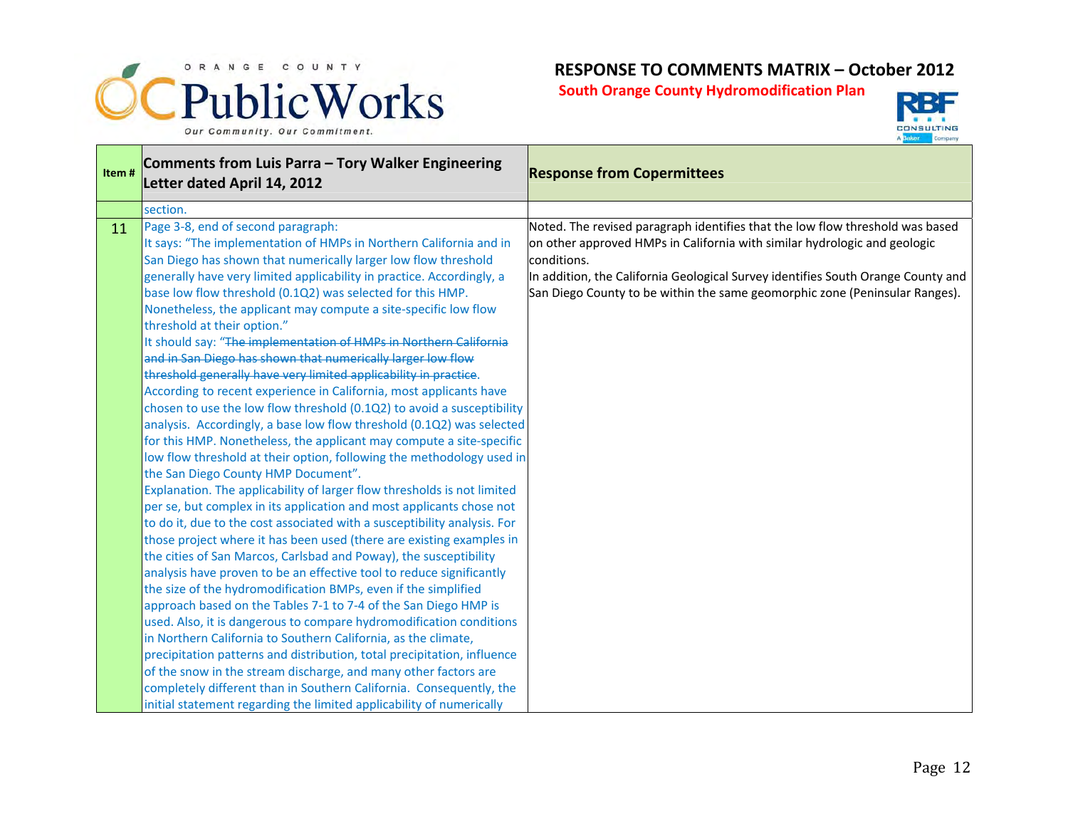# RESPONSE TO COMMENTS MATRIX – October 2012

**South Orange County Hydromodification Plan**

| Item # | Comments from Luis Parra – Tory Walker Engineering Letter dated April 14, 2012 | Response from Copermittees |
|---|---|---|
| | section. | |
| 11 | Page 3-8, end of second paragraph:<br>It says: "The implementation of HMPs in Northern California and in San Diego has shown that numerically larger low flow threshold generally have very limited applicability in practice. Accordingly, a base low flow threshold (0.1Q2) was selected for this HMP. Nonetheless, the applicant may compute a site-specific low flow threshold at their option."<br>It should say: "~~The implementation of HMPs in Northern California and in San Diego has shown that numerically larger low flow threshold generally have very limited applicability in practice~~. According to recent experience in California, most applicants have chosen to use the low flow threshold (0.1Q2) to avoid a susceptibility analysis. Accordingly, a base low flow threshold (0.1Q2) was selected for this HMP. Nonetheless, the applicant may compute a site-specific low flow threshold at their option, following the methodology used in the San Diego County HMP Document".<br>Explanation. The applicability of larger flow thresholds is not limited per se, but complex in its application and most applicants chose not to do it, due to the cost associated with a susceptibility analysis. For those project where it has been used (there are existing examples in the cities of San Marcos, Carlsbad and Poway), the susceptibility analysis have proven to be an effective tool to reduce significantly the size of the hydromodification BMPs, even if the simplified approach based on the Tables 7-1 to 7-4 of the San Diego HMP is used. Also, it is dangerous to compare hydromodification conditions in Northern California to Southern California, as the climate, precipitation patterns and distribution, total precipitation, influence of the snow in the stream discharge, and many other factors are completely different than in Southern California. Consequently, the initial statement regarding the limited applicability of numerically | Noted. The revised paragraph identifies that the low flow threshold was based on other approved HMPs in California with similar hydrologic and geologic conditions.<br>In addition, the California Geological Survey identifies South Orange County and San Diego County to be within the same geomorphic zone (Peninsular Ranges). |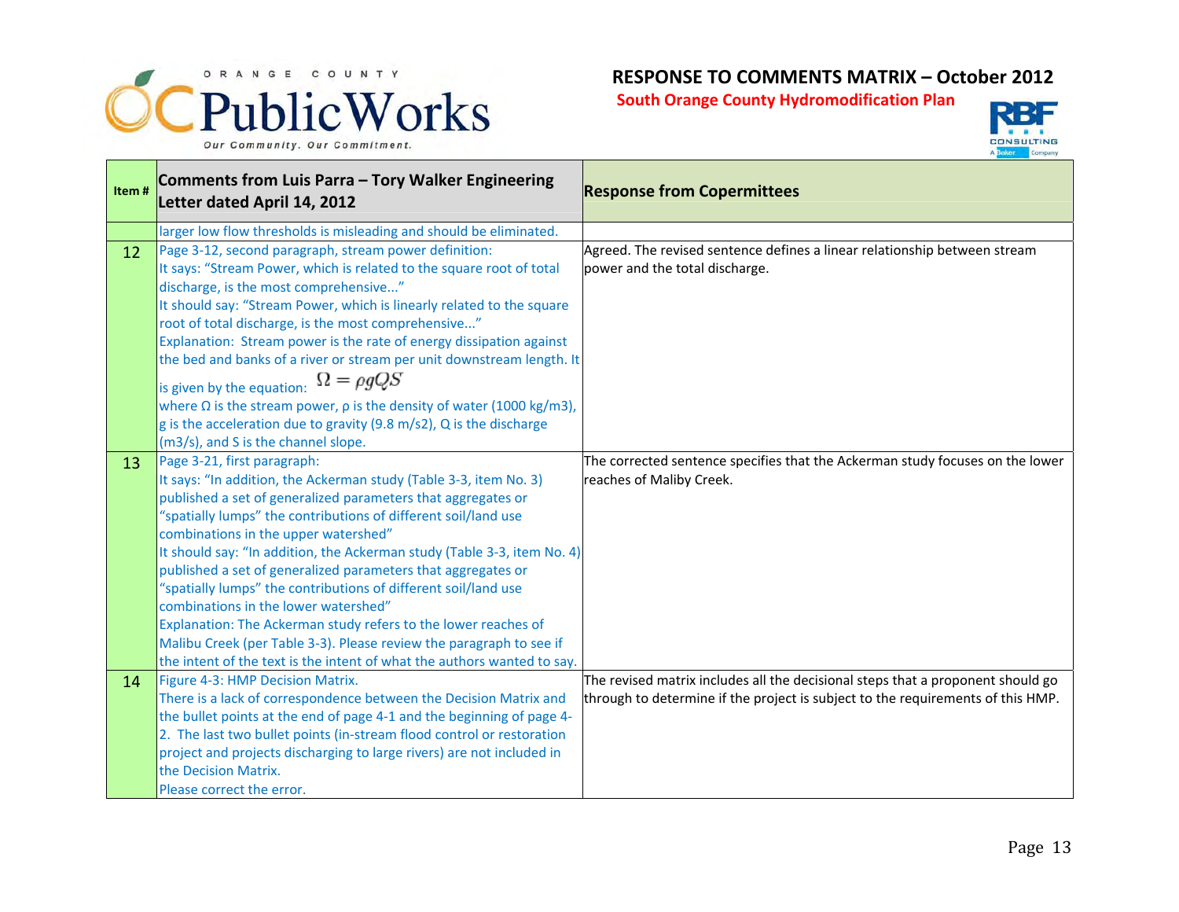# RESPONSE TO COMMENTS MATRIX – October 2012

**South Orange County Hydromodification Plan**

| Item # | Comments from Luis Parra – Tory Walker Engineering Letter dated April 14, 2012 | Response from Copermittees |
|---|---|---|
| | larger low flow thresholds is misleading and should be eliminated. | |
| 12 | Page 3-12, second paragraph, stream power definition:<br>It says: "Stream Power, which is related to the square root of total discharge, is the most comprehensive..."<br>It should say: "Stream Power, which is linearly related to the square root of total discharge, is the most comprehensive..."<br>Explanation: Stream power is the rate of energy dissipation against the bed and banks of a river or stream per unit downstream length. It is given by the equation: $\Omega = \rho g Q S$<br>where Ω is the stream power, ρ is the density of water (1000 kg/m3), g is the acceleration due to gravity (9.8 m/s2), Q is the discharge (m3/s), and S is the channel slope. | Agreed. The revised sentence defines a linear relationship between stream power and the total discharge. |
| 13 | Page 3-21, first paragraph:<br>It says: "In addition, the Ackerman study (Table 3-3, item No. 3) published a set of generalized parameters that aggregates or "spatially lumps" the contributions of different soil/land use combinations in the upper watershed"<br>It should say: "In addition, the Ackerman study (Table 3-3, item No. 4) published a set of generalized parameters that aggregates or "spatially lumps" the contributions of different soil/land use combinations in the lower watershed"<br>Explanation: The Ackerman study refers to the lower reaches of Malibu Creek (per Table 3-3). Please review the paragraph to see if the intent of the text is the intent of what the authors wanted to say. | The corrected sentence specifies that the Ackerman study focuses on the lower reaches of Maliby Creek. |
| 14 | Figure 4-3: HMP Decision Matrix.<br>There is a lack of correspondence between the Decision Matrix and the bullet points at the end of page 4-1 and the beginning of page 4-2. The last two bullet points (in-stream flood control or restoration project and projects discharging to large rivers) are not included in the Decision Matrix.<br>Please correct the error. | The revised matrix includes all the decisional steps that a proponent should go through to determine if the project is subject to the requirements of this HMP. |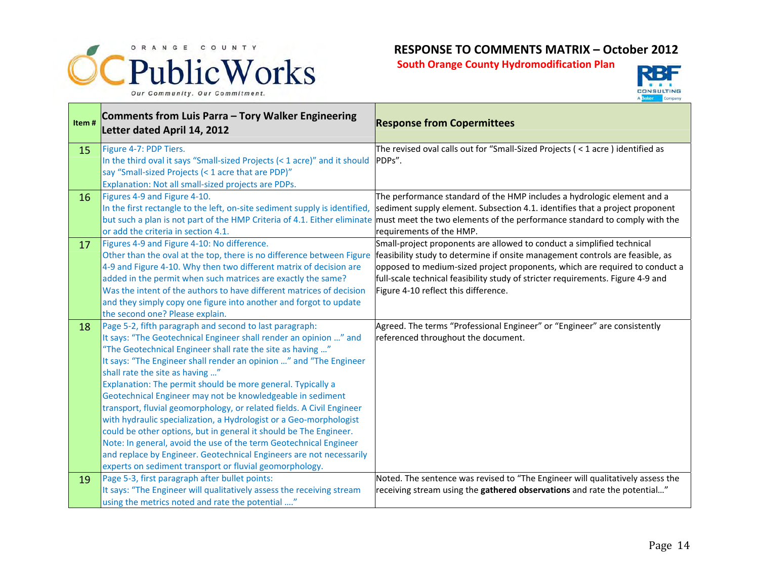# RESPONSE TO COMMENTS MATRIX – October 2012

## South Orange County Hydromodification Plan

| Item # | Comments from Luis Parra – Tory Walker Engineering Letter dated April 14, 2012 | Response from Copermittees |
|---|---|---|
| 15 | Figure 4-7: PDP Tiers.<br>In the third oval it says "Small-sized Projects (< 1 acre)" and it should say "Small-sized Projects (< 1 acre that are PDP)"<br>Explanation: Not all small-sized projects are PDPs. | The revised oval calls out for "Small-Sized Projects ( < 1 acre ) identified as PDPs". |
| 16 | Figures 4-9 and Figure 4-10.<br>In the first rectangle to the left, on-site sediment supply is identified, but such a plan is not part of the HMP Criteria of 4.1. Either eliminate or add the criteria in section 4.1. | The performance standard of the HMP includes a hydrologic element and a sediment supply element. Subsection 4.1. identifies that a project proponent must meet the two elements of the performance standard to comply with the requirements of the HMP. |
| 17 | Figures 4-9 and Figure 4-10: No difference.<br>Other than the oval at the top, there is no difference between Figure 4-9 and Figure 4-10. Why then two different matrix of decision are added in the permit when such matrices are exactly the same?<br>Was the intent of the authors to have different matrices of decision and they simply copy one figure into another and forgot to update the second one? Please explain. | Small-project proponents are allowed to conduct a simplified technical feasibility study to determine if onsite management controls are feasible, as opposed to medium-sized project proponents, which are required to conduct a full-scale technical feasibility study of stricter requirements. Figure 4-9 and Figure 4-10 reflect this difference. |
| 18 | Page 5-2, fifth paragraph and second to last paragraph:<br>It says: "The Geotechnical Engineer shall render an opinion …" and "The Geotechnical Engineer shall rate the site as having …"<br>It says: "The Engineer shall render an opinion …" and "The Engineer shall rate the site as having …"<br>Explanation: The permit should be more general. Typically a Geotechnical Engineer may not be knowledgeable in sediment transport, fluvial geomorphology, or related fields. A Civil Engineer with hydraulic specialization, a Hydrologist or a Geo-morphologist could be other options, but in general it should be The Engineer.<br>Note: In general, avoid the use of the term Geotechnical Engineer and replace by Engineer. Geotechnical Engineers are not necessarily experts on sediment transport or fluvial geomorphology. | Agreed. The terms "Professional Engineer" or "Engineer" are consistently referenced throughout the document. |
| 19 | Page 5-3, first paragraph after bullet points:<br>It says: "The Engineer will qualitatively assess the receiving stream using the metrics noted and rate the potential …." | Noted. The sentence was revised to "The Engineer will qualitatively assess the receiving stream using the **gathered observations** and rate the potential…" |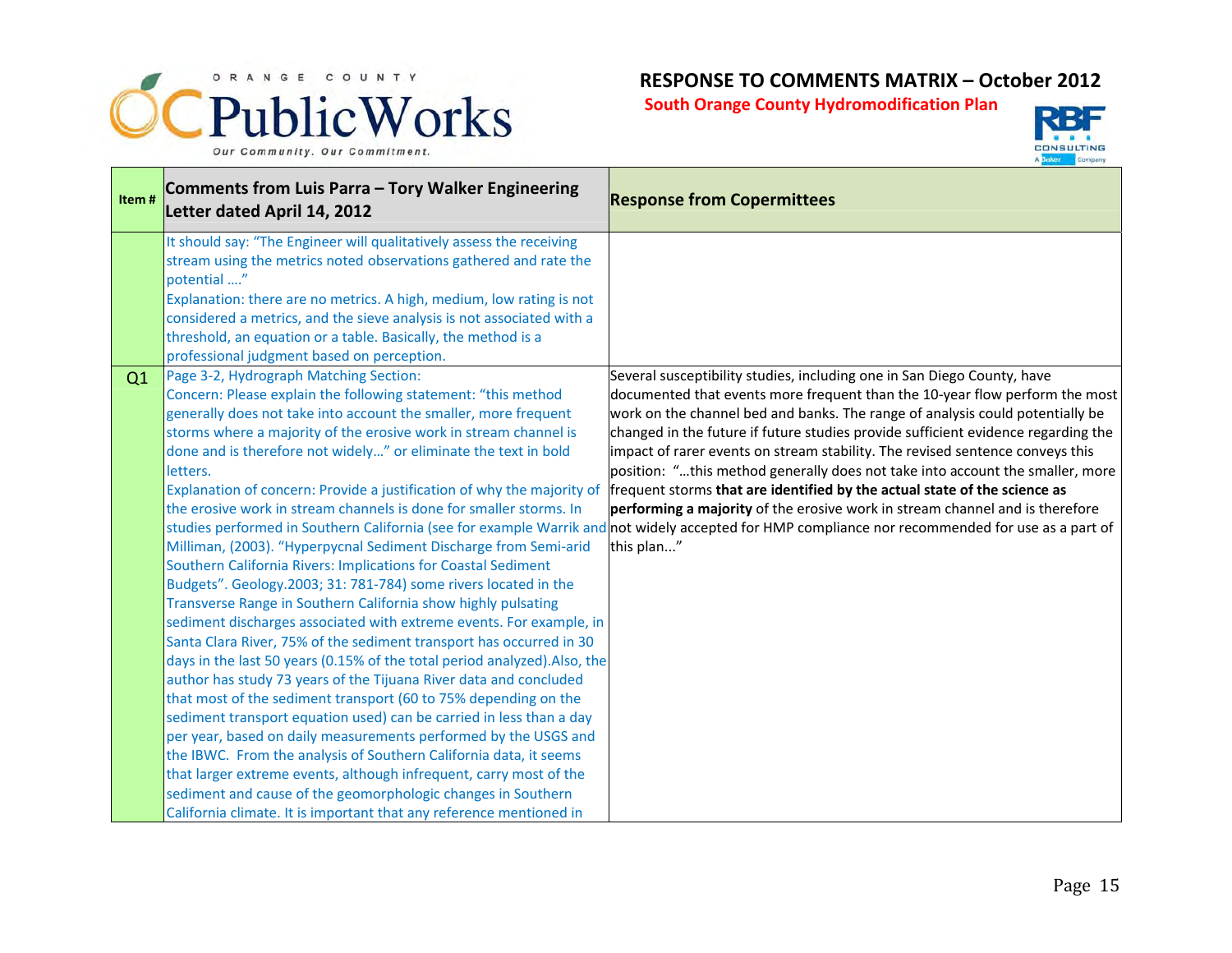# RESPONSE TO COMMENTS MATRIX – October 2012

## South Orange County Hydromodification Plan

| Item # | Comments from Luis Parra – Tory Walker Engineering Letter dated April 14, 2012 | Response from Copermittees |
|---|---|---|
| | It should say: "The Engineer will qualitatively assess the receiving stream using the metrics noted observations gathered and rate the potential ...."<br>Explanation: there are no metrics. A high, medium, low rating is not considered a metrics, and the sieve analysis is not associated with a threshold, an equation or a table. Basically, the method is a professional judgment based on perception. | |
| Q1 | Page 3-2, Hydrograph Matching Section:<br>Concern: Please explain the following statement: "this method generally does not take into account the smaller, more frequent storms where a majority of the erosive work in stream channel is done and is therefore not widely..." or eliminate the text in bold letters.<br>Explanation of concern: Provide a justification of why the majority of the erosive work in stream channels is done for smaller storms. In studies performed in Southern California (see for example Warrik and Milliman, (2003). "Hyperpycnal Sediment Discharge from Semi-arid Southern California Rivers: Implications for Coastal Sediment Budgets". Geology.2003; 31: 781-784) some rivers located in the Transverse Range in Southern California show highly pulsating sediment discharges associated with extreme events. For example, in Santa Clara River, 75% of the sediment transport has occurred in 30 days in the last 50 years (0.15% of the total period analyzed).Also, the author has study 73 years of the Tijuana River data and concluded that most of the sediment transport (60 to 75% depending on the sediment transport equation used) can be carried in less than a day per year, based on daily measurements performed by the USGS and the IBWC. From the analysis of Southern California data, it seems that larger extreme events, although infrequent, carry most of the sediment and cause of the geomorphologic changes in Southern California climate. It is important that any reference mentioned in | Several susceptibility studies, including one in San Diego County, have documented that events more frequent than the 10-year flow perform the most work on the channel bed and banks. The range of analysis could potentially be changed in the future if future studies provide sufficient evidence regarding the impact of rarer events on stream stability. The revised sentence conveys this position: "...this method generally does not take into account the smaller, more frequent storms **that are identified by the actual state of the science as performing a majority** of the erosive work in stream channel and is therefore not widely accepted for HMP compliance nor recommended for use as a part of this plan..." |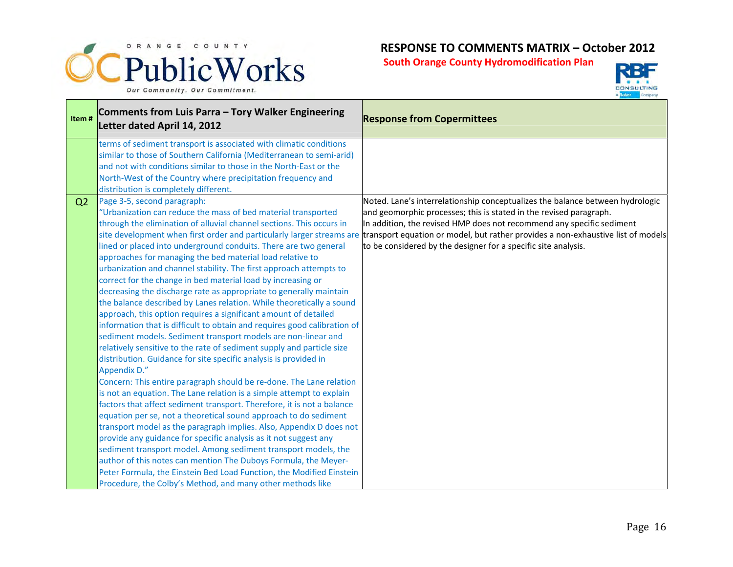**RESPONSE TO COMMENTS MATRIX – October 2012**

**South Orange County Hydromodification Plan**

| Item # | Comments from Luis Parra – Tory Walker Engineering Letter dated April 14, 2012 | Response from Copermittees |
|---|---|---|
| | terms of sediment transport is associated with climatic conditions similar to those of Southern California (Mediterranean to semi-arid) and not with conditions similar to those in the North-East or the North-West of the Country where precipitation frequency and distribution is completely different. | |
| Q2 | Page 3-5, second paragraph: "Urbanization can reduce the mass of bed material transported through the elimination of alluvial channel sections. This occurs in site development when first order and particularly larger streams are lined or placed into underground conduits. There are two general approaches for managing the bed material load relative to urbanization and channel stability. The first approach attempts to correct for the change in bed material load by increasing or decreasing the discharge rate as appropriate to generally maintain the balance described by Lanes relation. While theoretically a sound approach, this option requires a significant amount of detailed information that is difficult to obtain and requires good calibration of sediment models. Sediment transport models are non-linear and relatively sensitive to the rate of sediment supply and particle size distribution. Guidance for site specific analysis is provided in Appendix D." Concern: This entire paragraph should be re-done. The Lane relation is not an equation. The Lane relation is a simple attempt to explain factors that affect sediment transport. Therefore, it is not a balance equation per se, not a theoretical sound approach to do sediment transport model as the paragraph implies. Also, Appendix D does not provide any guidance for specific analysis as it not suggest any sediment transport model. Among sediment transport models, the author of this notes can mention The Duboys Formula, the Meyer-Peter Formula, the Einstein Bed Load Function, the Modified Einstein Procedure, the Colby's Method, and many other methods like | Noted. Lane's interrelationship conceptualizes the balance between hydrologic and geomorphic processes; this is stated in the revised paragraph. In addition, the revised HMP does not recommend any specific sediment transport equation or model, but rather provides a non-exhaustive list of models to be considered by the designer for a specific site analysis. |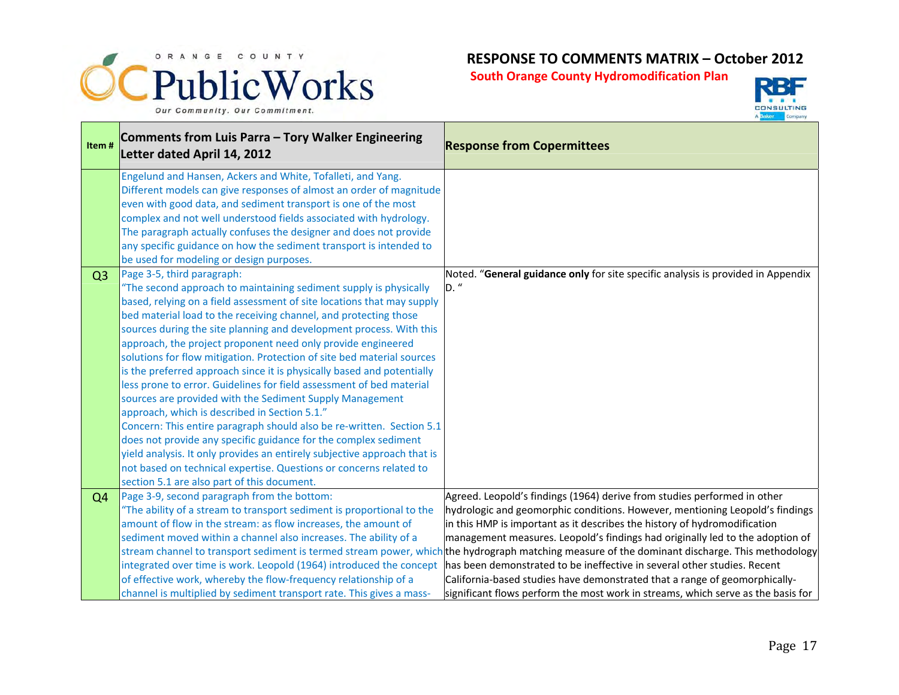| Item # | Comments from Luis Parra – Tory Walker Engineering Letter dated April 14, 2012 | Response from Copermittees |
|---|---|---|
| | Engelund and Hansen, Ackers and White, Tofalleti, and Yang. Different models can give responses of almost an order of magnitude even with good data, and sediment transport is one of the most complex and not well understood fields associated with hydrology. The paragraph actually confuses the designer and does not provide any specific guidance on how the sediment transport is intended to be used for modeling or design purposes. | |
| Q3 | Page 3-5, third paragraph:<br>"The second approach to maintaining sediment supply is physically based, relying on a field assessment of site locations that may supply bed material load to the receiving channel, and protecting those sources during the site planning and development process. With this approach, the project proponent need only provide engineered solutions for flow mitigation. Protection of site bed material sources is the preferred approach since it is physically based and potentially less prone to error. Guidelines for field assessment of bed material sources are provided with the Sediment Supply Management approach, which is described in Section 5.1."<br>Concern: This entire paragraph should also be re-written. Section 5.1 does not provide any specific guidance for the complex sediment yield analysis. It only provides an entirely subjective approach that is not based on technical expertise. Questions or concerns related to section 5.1 are also part of this document. | Noted. "**General guidance only** for site specific analysis is provided in Appendix D. " |
| Q4 | Page 3-9, second paragraph from the bottom:<br>"The ability of a stream to transport sediment is proportional to the amount of flow in the stream: as flow increases, the amount of sediment moved within a channel also increases. The ability of a stream channel to transport sediment is termed stream power, which integrated over time is work. Leopold (1964) introduced the concept of effective work, whereby the flow-frequency relationship of a channel is multiplied by sediment transport rate. This gives a mass- | Agreed. Leopold's findings (1964) derive from studies performed in other hydrologic and geomorphic conditions. However, mentioning Leopold's findings in this HMP is important as it describes the history of hydromodification management measures. Leopold's findings had originally led to the adoption of the hydrograph matching measure of the dominant discharge. This methodology has been demonstrated to be ineffective in several other studies. Recent California-based studies have demonstrated that a range of geomorphically-significant flows perform the most work in streams, which serve as the basis for |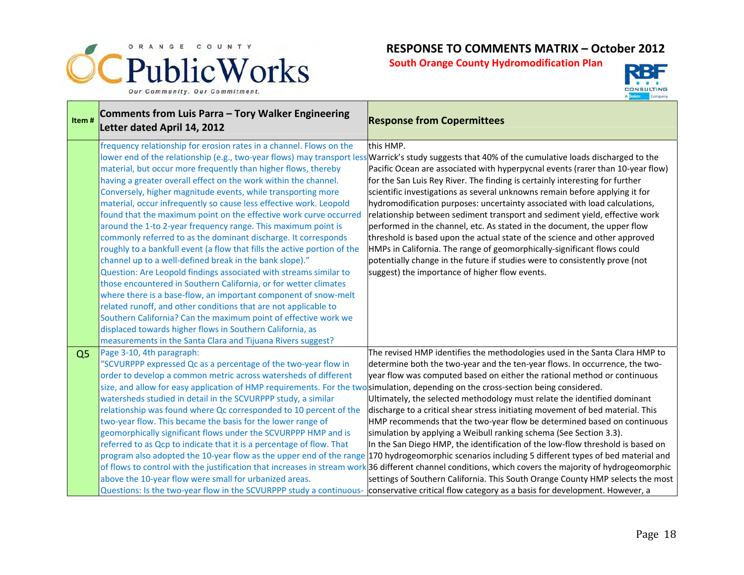| Item # | Comments from Luis Parra – Tory Walker Engineering Letter dated April 14, 2012 | Response from Copermittees |
|---|---|---|
| | frequency relationship for erosion rates in a channel. Flows on the lower end of the relationship (e.g., two-year flows) may transport less material, but occur more frequently than higher flows, thereby having a greater overall effect on the work within the channel. Conversely, higher magnitude events, while transporting more material, occur infrequently so cause less effective work. Leopold found that the maximum point on the effective work curve occurred around the 1-to 2-year frequency range. This maximum point is commonly referred to as the dominant discharge. It corresponds roughly to a bankfull event (a flow that fills the active portion of the channel up to a well-defined break in the bank slope)."<br>Question: Are Leopold findings associated with streams similar to those encountered in Southern California, or for wetter climates where there is a base-flow, an important component of snow-melt related runoff, and other conditions that are not applicable to Southern California? Can the maximum point of effective work we displaced towards higher flows in Southern California, as measurements in the Santa Clara and Tijuana Rivers suggest? | this HMP.<br>Warrick's study suggests that 40% of the cumulative loads discharged to the Pacific Ocean are associated with hyperpycnal events (rarer than 10-year flow) for the San Luis Rey River. The finding is certainly interesting for further scientific investigations as several unknowns remain before applying it for hydromodification purposes: uncertainty associated with load calculations, relationship between sediment transport and sediment yield, effective work performed in the channel, etc. As stated in the document, the upper flow threshold is based upon the actual state of the science and other approved HMPs in California. The range of geomorphically-significant flows could potentially change in the future if studies were to consistently prove (not suggest) the importance of higher flow events. |
| Q5 | Page 3-10, 4th paragraph:<br>"SCVURPPP expressed Qc as a percentage of the two-year flow in order to develop a common metric across watersheds of different size, and allow for easy application of HMP requirements. For the two watersheds studied in detail in the SCVURPPP study, a similar relationship was found where Qc corresponded to 10 percent of the two-year flow. This became the basis for the lower range of geomorphically significant flows under the SCVURPPP HMP and is referred to as Qcp to indicate that it is a percentage of flow. That program also adopted the 10-year flow as the upper end of the range of flows to control with the justification that increases in stream work above the 10-year flow were small for urbanized areas.<br>Questions: Is the two-year flow in the SCVURPPP study a continuous- | The revised HMP identifies the methodologies used in the Santa Clara HMP to determine both the two-year and the ten-year flows. In occurrence, the two-year flow was computed based on either the rational method or continuous simulation, depending on the cross-section being considered.<br>Ultimately, the selected methodology must relate the identified dominant discharge to a critical shear stress initiating movement of bed material. This HMP recommends that the two-year flow be determined based on continuous simulation by applying a Weibull ranking schema (See Section 3.3).<br>In the San Diego HMP, the identification of the low-flow threshold is based on 170 hydrogeomorphic scenarios including 5 different types of bed material and 36 different channel conditions, which covers the majority of hydrogeomorphic settings of Southern California. This South Orange County HMP selects the most conservative critical flow category as a basis for development. However, a |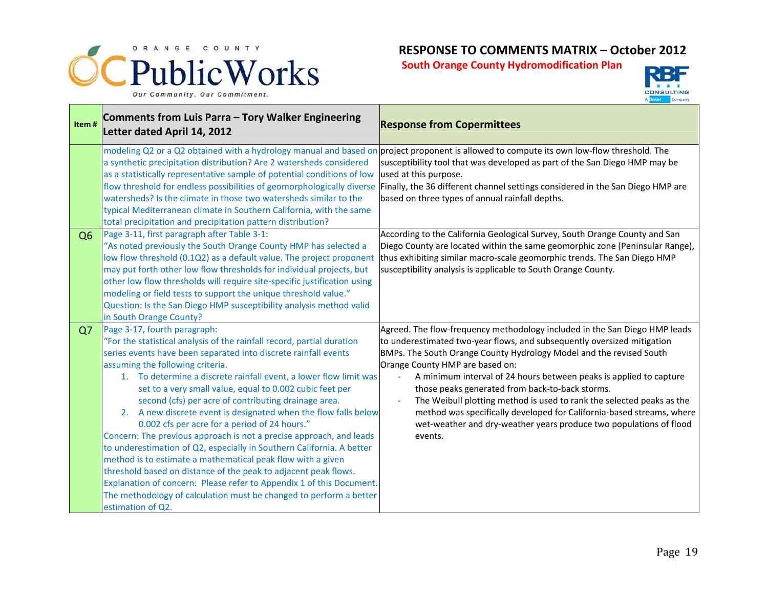# RESPONSE TO COMMENTS MATRIX – October 2012

**South Orange County Hydromodification Plan**

| Item # | Comments from Luis Parra – Tory Walker Engineering Letter dated April 14, 2012 | Response from Copermittees |
|---|---|---|
| | modeling Q2 or a Q2 obtained with a hydrology manual and based on a synthetic precipitation distribution? Are 2 watersheds considered as a statistically representative sample of potential conditions of low flow threshold for endless possibilities of geomorphologically diverse watersheds? Is the climate in those two watersheds similar to the typical Mediterranean climate in Southern California, with the same total precipitation and precipitation pattern distribution? | project proponent is allowed to compute its own low-flow threshold. The susceptibility tool that was developed as part of the San Diego HMP may be used at this purpose.<br>Finally, the 36 different channel settings considered in the San Diego HMP are based on three types of annual rainfall depths. |
| Q6 | Page 3-11, first paragraph after Table 3-1:<br>"As noted previously the South Orange County HMP has selected a low flow threshold (0.1Q2) as a default value. The project proponent may put forth other low flow thresholds for individual projects, but other low flow thresholds will require site-specific justification using modeling or field tests to support the unique threshold value."<br>Question: Is the San Diego HMP susceptibility analysis method valid in South Orange County? | According to the California Geological Survey, South Orange County and San Diego County are located within the same geomorphic zone (Peninsular Range), thus exhibiting similar macro-scale geomorphic trends. The San Diego HMP susceptibility analysis is applicable to South Orange County. |
| Q7 | Page 3-17, fourth paragraph:<br>"For the statistical analysis of the rainfall record, partial duration series events have been separated into discrete rainfall events assuming the following criteria.<br>1. To determine a discrete rainfall event, a lower flow limit was set to a very small value, equal to 0.002 cubic feet per second (cfs) per acre of contributing drainage area.<br>2. A new discrete event is designated when the flow falls below 0.002 cfs per acre for a period of 24 hours."<br>Concern: The previous approach is not a precise approach, and leads to underestimation of Q2, especially in Southern California. A better method is to estimate a mathematical peak flow with a given threshold based on distance of the peak to adjacent peak flows.<br>Explanation of concern: Please refer to Appendix 1 of this Document.<br>The methodology of calculation must be changed to perform a better estimation of Q2. | Agreed. The flow-frequency methodology included in the San Diego HMP leads to underestimated two-year flows, and subsequently oversized mitigation BMPs. The South Orange County Hydrology Model and the revised South Orange County HMP are based on:<br>- A minimum interval of 24 hours between peaks is applied to capture those peaks generated from back-to-back storms.<br>- The Weibull plotting method is used to rank the selected peaks as the method was specifically developed for California-based streams, where wet-weather and dry-weather years produce two populations of flood events. |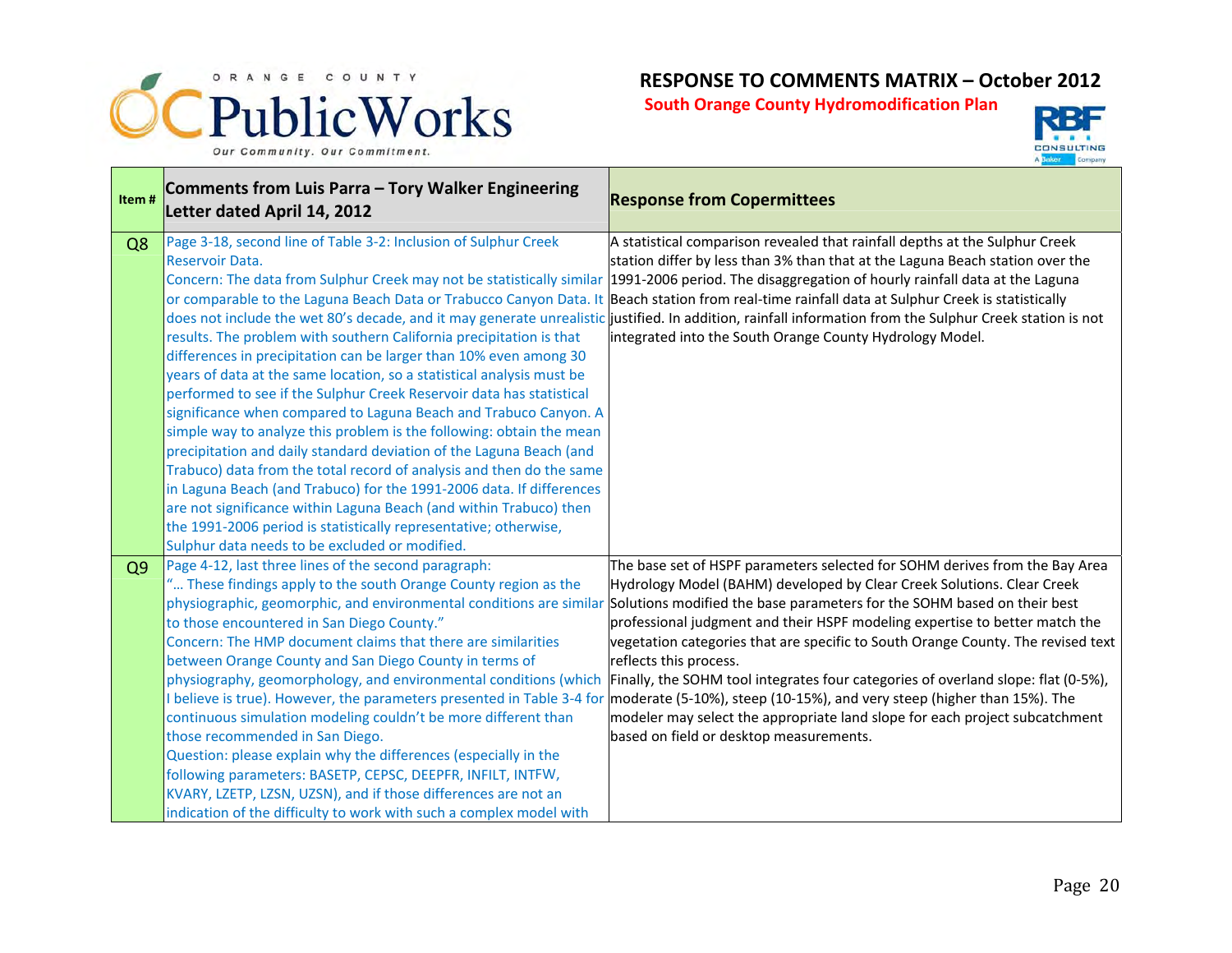# RESPONSE TO COMMENTS MATRIX – October 2012

## South Orange County Hydromodification Plan

| Item # | Comments from Luis Parra – Tory Walker Engineering Letter dated April 14, 2012 | Response from Copermittees |
|---|---|---|
| Q8 | Page 3-18, second line of Table 3-2: Inclusion of Sulphur Creek Reservoir Data.<br>Concern: The data from Sulphur Creek may not be statistically similar or comparable to the Laguna Beach Data or Trabucco Canyon Data. It does not include the wet 80's decade, and it may generate unrealistic results. The problem with southern California precipitation is that differences in precipitation can be larger than 10% even among 30 years of data at the same location, so a statistical analysis must be performed to see if the Sulphur Creek Reservoir data has statistical significance when compared to Laguna Beach and Trabuco Canyon. A simple way to analyze this problem is the following: obtain the mean precipitation and daily standard deviation of the Laguna Beach (and Trabuco) data from the total record of analysis and then do the same in Laguna Beach (and Trabuco) for the 1991-2006 data. If differences are not significance within Laguna Beach (and within Trabuco) then the 1991-2006 period is statistically representative; otherwise, Sulphur data needs to be excluded or modified. | A statistical comparison revealed that rainfall depths at the Sulphur Creek station differ by less than 3% than that at the Laguna Beach station over the 1991-2006 period. The disaggregation of hourly rainfall data at the Laguna Beach station from real-time rainfall data at Sulphur Creek is statistically justified. In addition, rainfall information from the Sulphur Creek station is not integrated into the South Orange County Hydrology Model. |
| Q9 | Page 4-12, last three lines of the second paragraph:<br>"… These findings apply to the south Orange County region as the physiographic, geomorphic, and environmental conditions are similar to those encountered in San Diego County."<br>Concern: The HMP document claims that there are similarities between Orange County and San Diego County in terms of physiography, geomorphology, and environmental conditions (which I believe is true). However, the parameters presented in Table 3-4 for continuous simulation modeling couldn't be more different than those recommended in San Diego.<br>Question: please explain why the differences (especially in the following parameters: BASETP, CEPSC, DEEPFR, INFILT, INTFW, KVARY, LZETP, LZSN, UZSN), and if those differences are not an indication of the difficulty to work with such a complex model with | The base set of HSPF parameters selected for SOHM derives from the Bay Area Hydrology Model (BAHM) developed by Clear Creek Solutions. Clear Creek Solutions modified the base parameters for the SOHM based on their best professional judgment and their HSPF modeling expertise to better match the vegetation categories that are specific to South Orange County. The revised text reflects this process.<br>Finally, the SOHM tool integrates four categories of overland slope: flat (0-5%), moderate (5-10%), steep (10-15%), and very steep (higher than 15%). The modeler may select the appropriate land slope for each project subcatchment based on field or desktop measurements. |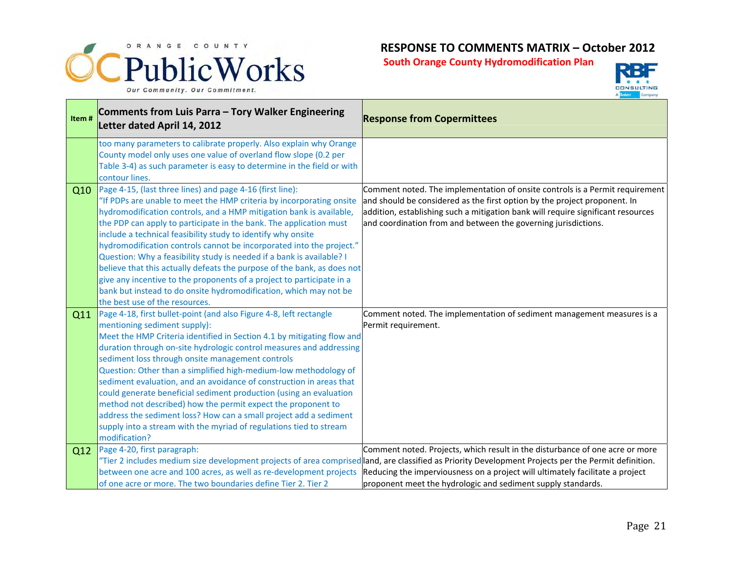**RESPONSE TO COMMENTS MATRIX – October 2012**

**South Orange County Hydromodification Plan**

| Item # | Comments from Luis Parra – Tory Walker Engineering Letter dated April 14, 2012 | Response from Copermittees |
|---|---|---|
| | too many parameters to calibrate properly. Also explain why Orange County model only uses one value of overland flow slope (0.2 per Table 3-4) as such parameter is easy to determine in the field or with contour lines. | |
| Q10 | Page 4-15, (last three lines) and page 4-16 (first line): "If PDPs are unable to meet the HMP criteria by incorporating onsite hydromodification controls, and a HMP mitigation bank is available, the PDP can apply to participate in the bank. The application must include a technical feasibility study to identify why onsite hydromodification controls cannot be incorporated into the project." Question: Why a feasibility study is needed if a bank is available? I believe that this actually defeats the purpose of the bank, as does not give any incentive to the proponents of a project to participate in a bank but instead to do onsite hydromodification, which may not be the best use of the resources. | Comment noted. The implementation of onsite controls is a Permit requirement and should be considered as the first option by the project proponent. In addition, establishing such a mitigation bank will require significant resources and coordination from and between the governing jurisdictions. |
| Q11 | Page 4-18, first bullet-point (and also Figure 4-8, left rectangle mentioning sediment supply): Meet the HMP Criteria identified in Section 4.1 by mitigating flow and duration through on-site hydrologic control measures and addressing sediment loss through onsite management controls Question: Other than a simplified high-medium-low methodology of sediment evaluation, and an avoidance of construction in areas that could generate beneficial sediment production (using an evaluation method not described) how the permit expect the proponent to address the sediment loss? How can a small project add a sediment supply into a stream with the myriad of regulations tied to stream modification? | Comment noted. The implementation of sediment management measures is a Permit requirement. |
| Q12 | Page 4-20, first paragraph: "Tier 2 includes medium size development projects of area comprised between one acre and 100 acres, as well as re-development projects of one acre or more. The two boundaries define Tier 2. Tier 2 | Comment noted. Projects, which result in the disturbance of one acre or more land, are classified as Priority Development Projects per the Permit definition. Reducing the imperviousness on a project will ultimately facilitate a project proponent meet the hydrologic and sediment supply standards. |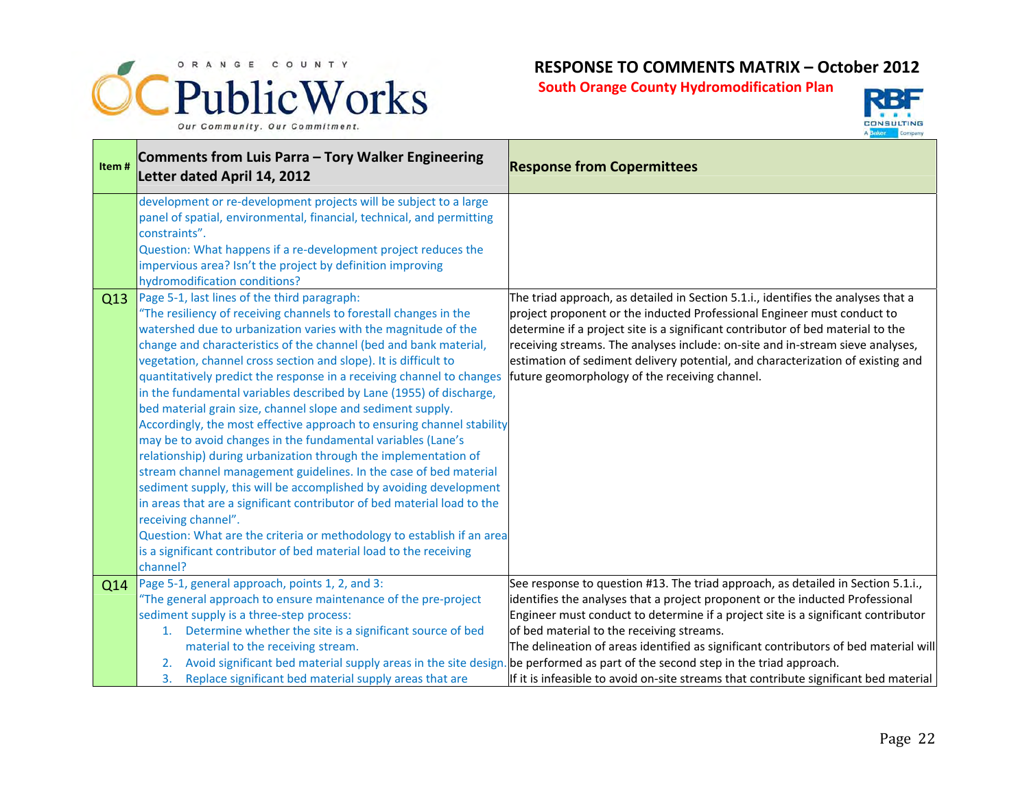# RESPONSE TO COMMENTS MATRIX – October 2012

**South Orange County Hydromodification Plan**

| Item # | Comments from Luis Parra – Tory Walker Engineering Letter dated April 14, 2012 | Response from Copermittees |
|---|---|---|
| | development or re-development projects will be subject to a large panel of spatial, environmental, financial, technical, and permitting constraints".<br>Question: What happens if a re-development project reduces the impervious area? Isn't the project by definition improving hydromodification conditions? | |
| Q13 | Page 5-1, last lines of the third paragraph:<br>"The resiliency of receiving channels to forestall changes in the watershed due to urbanization varies with the magnitude of the change and characteristics of the channel (bed and bank material, vegetation, channel cross section and slope). It is difficult to quantitatively predict the response in a receiving channel to changes in the fundamental variables described by Lane (1955) of discharge, bed material grain size, channel slope and sediment supply. Accordingly, the most effective approach to ensuring channel stability may be to avoid changes in the fundamental variables (Lane's relationship) during urbanization through the implementation of stream channel management guidelines. In the case of bed material sediment supply, this will be accomplished by avoiding development in areas that are a significant contributor of bed material load to the receiving channel".<br>Question: What are the criteria or methodology to establish if an area is a significant contributor of bed material load to the receiving channel? | The triad approach, as detailed in Section 5.1.i., identifies the analyses that a project proponent or the inducted Professional Engineer must conduct to determine if a project site is a significant contributor of bed material to the receiving streams. The analyses include: on-site and in-stream sieve analyses, estimation of sediment delivery potential, and characterization of existing and future geomorphology of the receiving channel. |
| Q14 | Page 5-1, general approach, points 1, 2, and 3:<br>"The general approach to ensure maintenance of the pre-project sediment supply is a three-step process:<br>1. Determine whether the site is a significant source of bed material to the receiving stream.<br>2. Avoid significant bed material supply areas in the site design.<br>3. Replace significant bed material supply areas that are | See response to question #13. The triad approach, as detailed in Section 5.1.i., identifies the analyses that a project proponent or the inducted Professional Engineer must conduct to determine if a project site is a significant contributor of bed material to the receiving streams.<br>The delineation of areas identified as significant contributors of bed material will be performed as part of the second step in the triad approach.<br>If it is infeasible to avoid on-site streams that contribute significant bed material |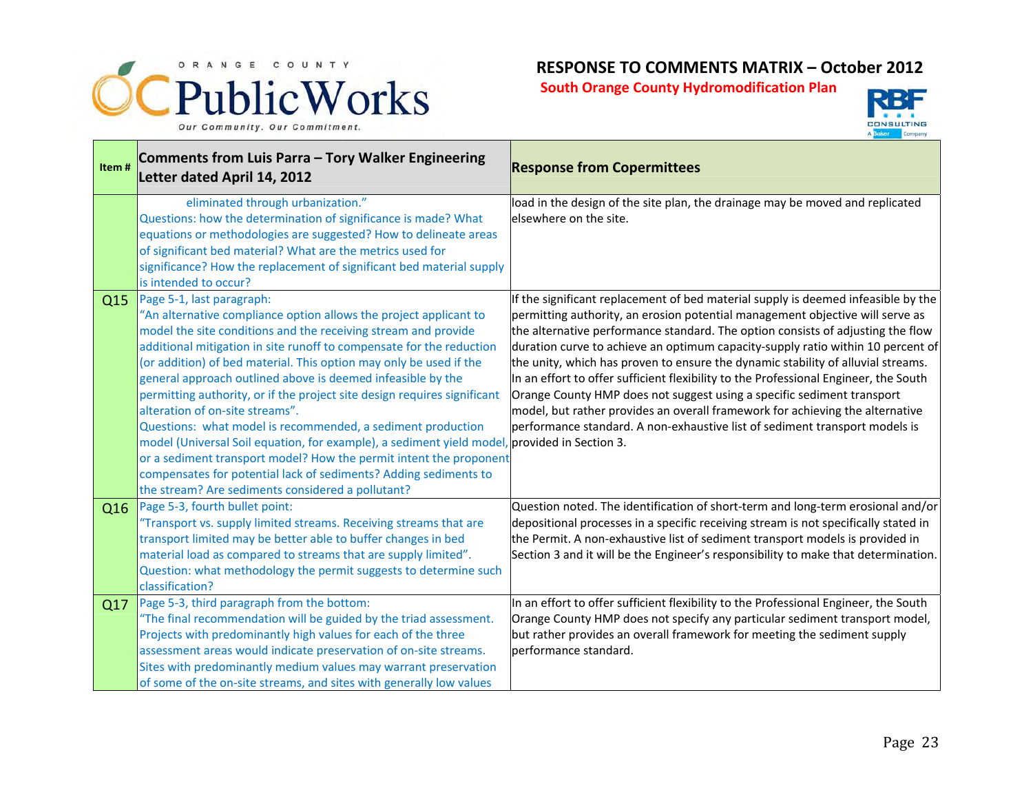**RESPONSE TO COMMENTS MATRIX – October 2012**

**South Orange County Hydromodification Plan**

| Item # | Comments from Luis Parra – Tory Walker Engineering Letter dated April 14, 2012 | Response from Copermittees |
|---|---|---|
| | eliminated through urbanization." Questions: how the determination of significance is made? What equations or methodologies are suggested? How to delineate areas of significant bed material? What are the metrics used for significance? How the replacement of significant bed material supply is intended to occur? | load in the design of the site plan, the drainage may be moved and replicated elsewhere on the site. |
| Q15 | Page 5-1, last paragraph: "An alternative compliance option allows the project applicant to model the site conditions and the receiving stream and provide additional mitigation in site runoff to compensate for the reduction (or addition) of bed material. This option may only be used if the general approach outlined above is deemed infeasible by the permitting authority, or if the project site design requires significant alteration of on-site streams". Questions: what model is recommended, a sediment production model (Universal Soil equation, for example), a sediment yield model, or a sediment transport model? How the permit intent the proponent compensates for potential lack of sediments? Adding sediments to the stream? Are sediments considered a pollutant? | If the significant replacement of bed material supply is deemed infeasible by the permitting authority, an erosion potential management objective will serve as the alternative performance standard. The option consists of adjusting the flow duration curve to achieve an optimum capacity-supply ratio within 10 percent of the unity, which has proven to ensure the dynamic stability of alluvial streams. In an effort to offer sufficient flexibility to the Professional Engineer, the South Orange County HMP does not suggest using a specific sediment transport model, but rather provides an overall framework for achieving the alternative performance standard. A non-exhaustive list of sediment transport models is provided in Section 3. |
| Q16 | Page 5-3, fourth bullet point: "Transport vs. supply limited streams. Receiving streams that are transport limited may be better able to buffer changes in bed material load as compared to streams that are supply limited". Question: what methodology the permit suggests to determine such classification? | Question noted. The identification of short-term and long-term erosional and/or depositional processes in a specific receiving stream is not specifically stated in the Permit. A non-exhaustive list of sediment transport models is provided in Section 3 and it will be the Engineer's responsibility to make that determination. |
| Q17 | Page 5-3, third paragraph from the bottom: "The final recommendation will be guided by the triad assessment. Projects with predominantly high values for each of the three assessment areas would indicate preservation of on-site streams. Sites with predominantly medium values may warrant preservation of some of the on-site streams, and sites with generally low values | In an effort to offer sufficient flexibility to the Professional Engineer, the South Orange County HMP does not specify any particular sediment transport model, but rather provides an overall framework for meeting the sediment supply performance standard. |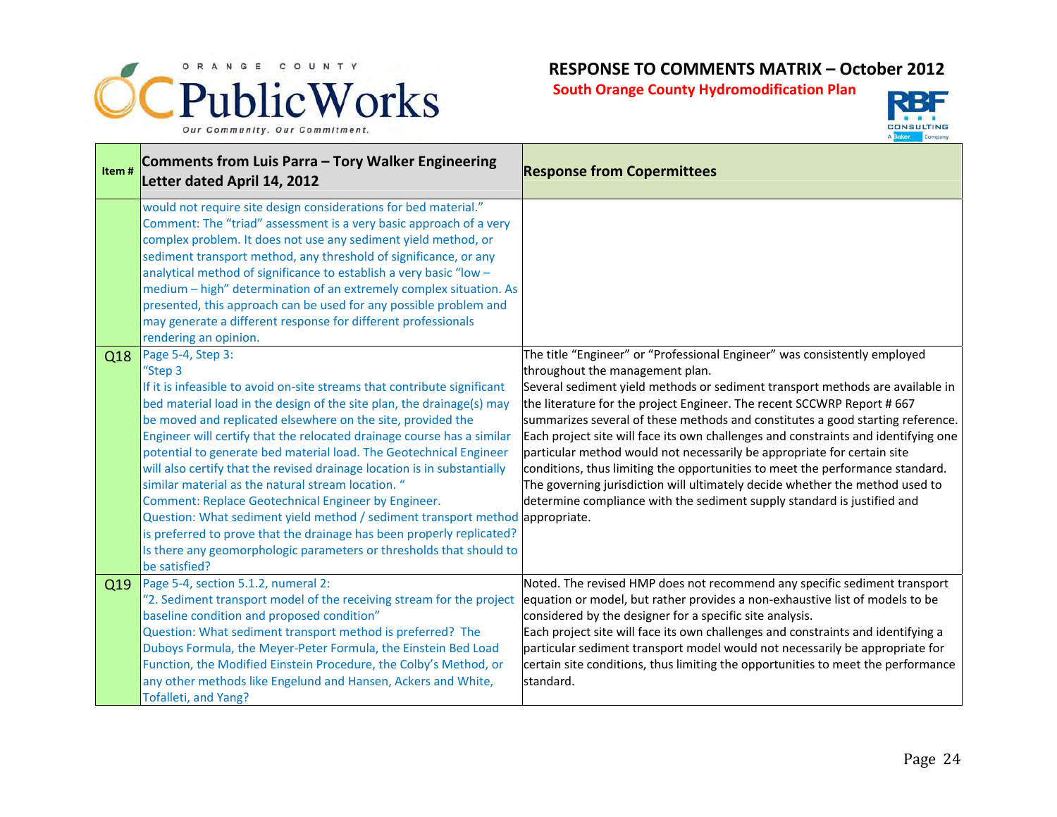**RESPONSE TO COMMENTS MATRIX – October 2012**

**South Orange County Hydromodification Plan**

| Item # | Comments from Luis Parra – Tory Walker Engineering Letter dated April 14, 2012 | Response from Copermittees |
|---|---|---|
| | would not require site design considerations for bed material." Comment: The "triad" assessment is a very basic approach of a very complex problem. It does not use any sediment yield method, or sediment transport method, any threshold of significance, or any analytical method of significance to establish a very basic "low – medium – high" determination of an extremely complex situation. As presented, this approach can be used for any possible problem and may generate a different response for different professionals rendering an opinion. | |
| Q18 | Page 5-4, Step 3: "Step 3 If it is infeasible to avoid on-site streams that contribute significant bed material load in the design of the site plan, the drainage(s) may be moved and replicated elsewhere on the site, provided the Engineer will certify that the relocated drainage course has a similar potential to generate bed material load. The Geotechnical Engineer will also certify that the revised drainage location is in substantially similar material as the natural stream location. " Comment: Replace Geotechnical Engineer by Engineer. Question: What sediment yield method / sediment transport method is preferred to prove that the drainage has been properly replicated? Is there any geomorphologic parameters or thresholds that should to be satisfied? | The title "Engineer" or "Professional Engineer" was consistently employed throughout the management plan. Several sediment yield methods or sediment transport methods are available in the literature for the project Engineer. The recent SCCWRP Report # 667 summarizes several of these methods and constitutes a good starting reference. Each project site will face its own challenges and constraints and identifying one particular method would not necessarily be appropriate for certain site conditions, thus limiting the opportunities to meet the performance standard. The governing jurisdiction will ultimately decide whether the method used to determine compliance with the sediment supply standard is justified and appropriate. |
| Q19 | Page 5-4, section 5.1.2, numeral 2: "2. Sediment transport model of the receiving stream for the project baseline condition and proposed condition" Question: What sediment transport method is preferred? The Duboys Formula, the Meyer-Peter Formula, the Einstein Bed Load Function, the Modified Einstein Procedure, the Colby's Method, or any other methods like Engelund and Hansen, Ackers and White, Tofalleti, and Yang? | Noted. The revised HMP does not recommend any specific sediment transport equation or model, but rather provides a non-exhaustive list of models to be considered by the designer for a specific site analysis. Each project site will face its own challenges and constraints and identifying a particular sediment transport model would not necessarily be appropriate for certain site conditions, thus limiting the opportunities to meet the performance standard. |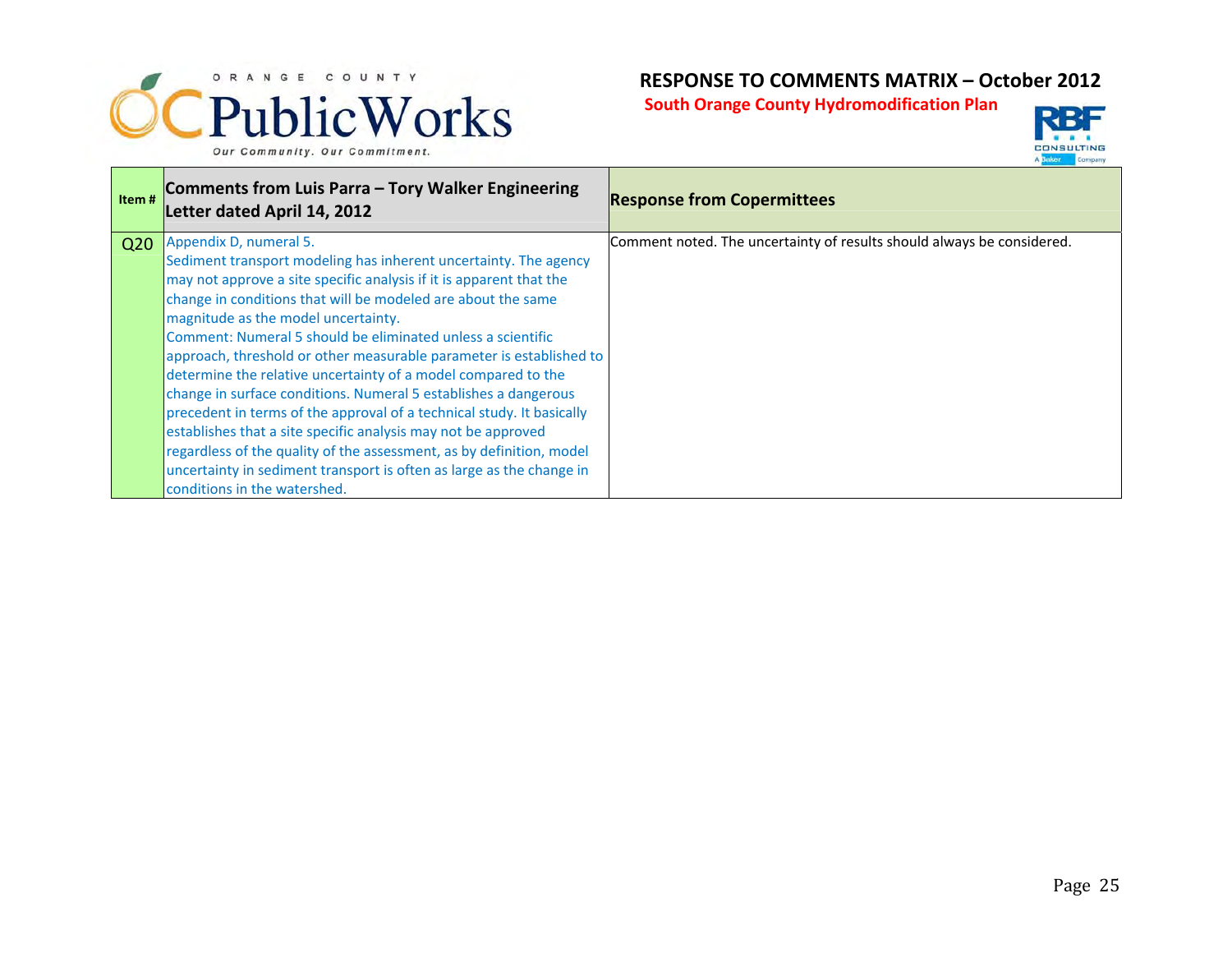# RESPONSE TO COMMENTS MATRIX – October 2012

**South Orange County Hydromodification Plan**

| Item # | Comments from Luis Parra – Tory Walker Engineering Letter dated April 14, 2012 | Response from Copermittees |
|---|---|---|
| Q20 | Appendix D, numeral 5.<br>Sediment transport modeling has inherent uncertainty. The agency may not approve a site specific analysis if it is apparent that the change in conditions that will be modeled are about the same magnitude as the model uncertainty.<br>Comment: Numeral 5 should be eliminated unless a scientific approach, threshold or other measurable parameter is established to determine the relative uncertainty of a model compared to the change in surface conditions. Numeral 5 establishes a dangerous precedent in terms of the approval of a technical study. It basically establishes that a site specific analysis may not be approved regardless of the quality of the assessment, as by definition, model uncertainty in sediment transport is often as large as the change in conditions in the watershed. | Comment noted. The uncertainty of results should always be considered. |